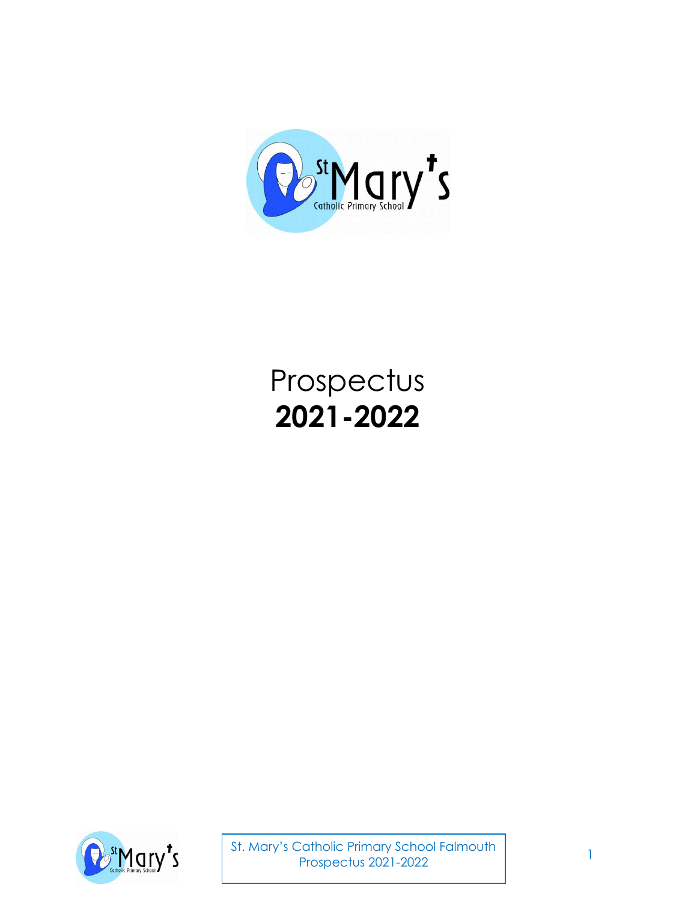# Prospectus

# **2021-2022**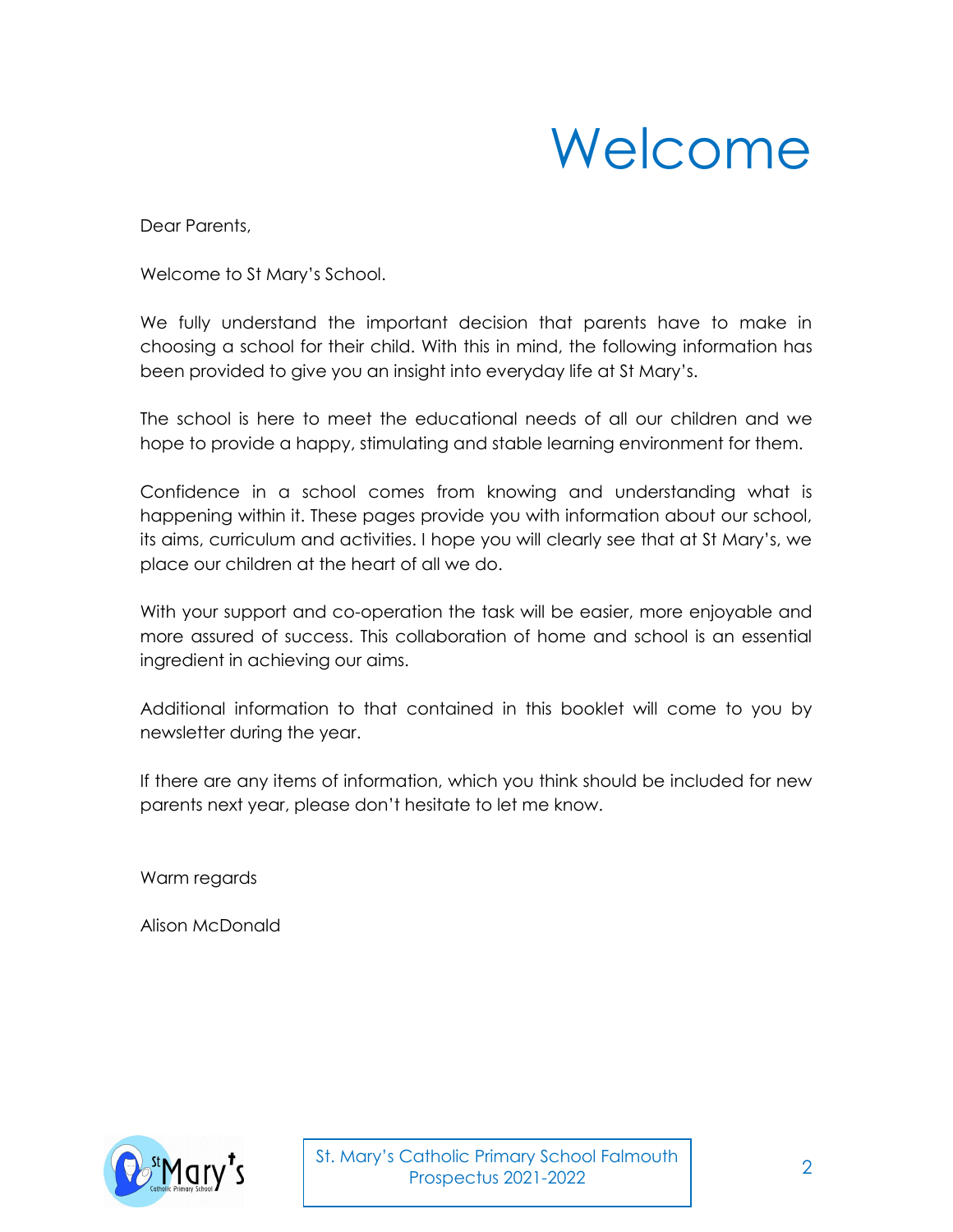# Welcome

Dear Parents,

Welcome to St Mary's School.

We fully understand the important decision that parents have to make in choosing a school for their child. With this in mind, the following information has been provided to give you an insight into everyday life at St Mary's.

The school is here to meet the educational needs of all our children and we hope to provide a happy, stimulating and stable learning environment for them.

Confidence in a school comes from knowing and understanding what is happening within it. These pages provide you with information about our school, its aims, curriculum and activities. I hope you will clearly see that at St Mary's, we place our children at the heart of all we do.

With your support and co-operation the task will be easier, more enjoyable and more assured of success. This collaboration of home and school is an essential ingredient in achieving our aims.

Additional information to that contained in this booklet will come to you by newsletter during the year.

If there are any items of information, which you think should be included for new parents next year, please don't hesitate to let me know.

Warm regards

Alison McDonald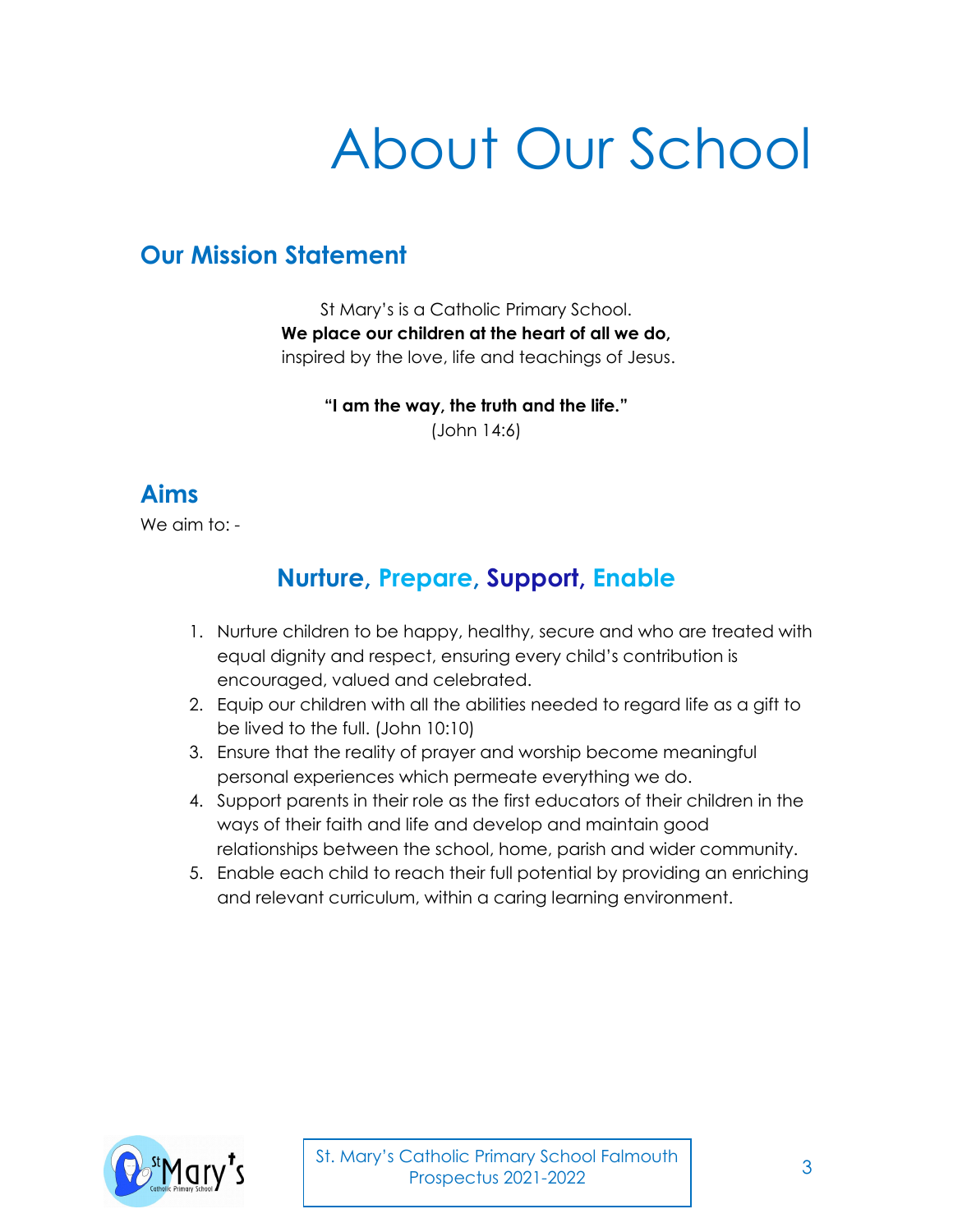# About Our School

## Our Mission Statement

St Mary's is a Catholic Primary School.
**We place our children at the heart of all we do,**
inspired by the love, life and teachings of Jesus.

**"I am the way, the truth and the life."**
(John 14:6)

## Aims

We aim to: -

### Nurture, Prepare, Support, Enable

1. Nurture children to be happy, healthy, secure and who are treated with equal dignity and respect, ensuring every child's contribution is encouraged, valued and celebrated.
2. Equip our children with all the abilities needed to regard life as a gift to be lived to the full. (John 10:10)
3. Ensure that the reality of prayer and worship become meaningful personal experiences which permeate everything we do.
4. Support parents in their role as the first educators of their children in the ways of their faith and life and develop and maintain good relationships between the school, home, parish and wider community.
5. Enable each child to reach their full potential by providing an enriching and relevant curriculum, within a caring learning environment.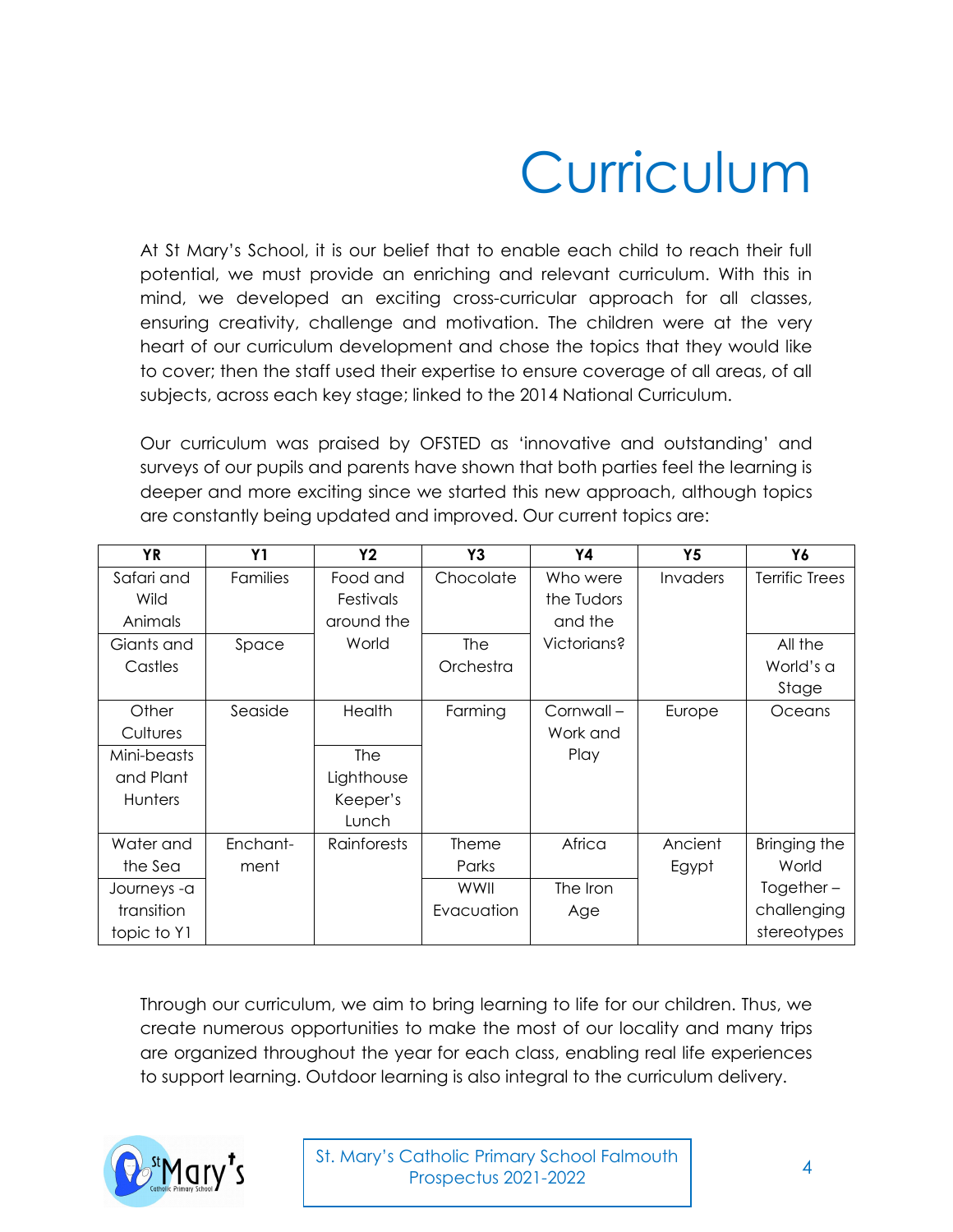# Curriculum

At St Mary's School, it is our belief that to enable each child to reach their full potential, we must provide an enriching and relevant curriculum. With this in mind, we developed an exciting cross-curricular approach for all classes, ensuring creativity, challenge and motivation. The children were at the very heart of our curriculum development and chose the topics that they would like to cover; then the staff used their expertise to ensure coverage of all areas, of all subjects, across each key stage; linked to the 2014 National Curriculum.

Our curriculum was praised by OFSTED as 'innovative and outstanding' and surveys of our pupils and parents have shown that both parties feel the learning is deeper and more exciting since we started this new approach, although topics are constantly being updated and improved. Our current topics are:

| YR | Y1 | Y2 | Y3 | Y4 | Y5 | Y6 |
|---|---|---|---|---|---|---|
| Safari and Wild Animals | Families | Food and Festivals around the World | Chocolate | Who were the Tudors and the Victorians? | Invaders | Terrific Trees |
| Giants and Castles | Space | | The Orchestra | | | All the World's a Stage |
| Other Cultures | Seaside | Health | Farming | Cornwall – Work and Play | Europe | Oceans |
| Mini-beasts and Plant Hunters | | The Lighthouse Keeper's Lunch | | | | |
| Water and the Sea | Enchant-ment | Rainforests | Theme Parks | Africa | Ancient Egypt | Bringing the World Together – challenging stereotypes |
| Journeys -a transition topic to Y1 | | | WWII Evacuation | The Iron Age | | |

Through our curriculum, we aim to bring learning to life for our children. Thus, we create numerous opportunities to make the most of our locality and many trips are organized throughout the year for each class, enabling real life experiences to support learning. Outdoor learning is also integral to the curriculum delivery.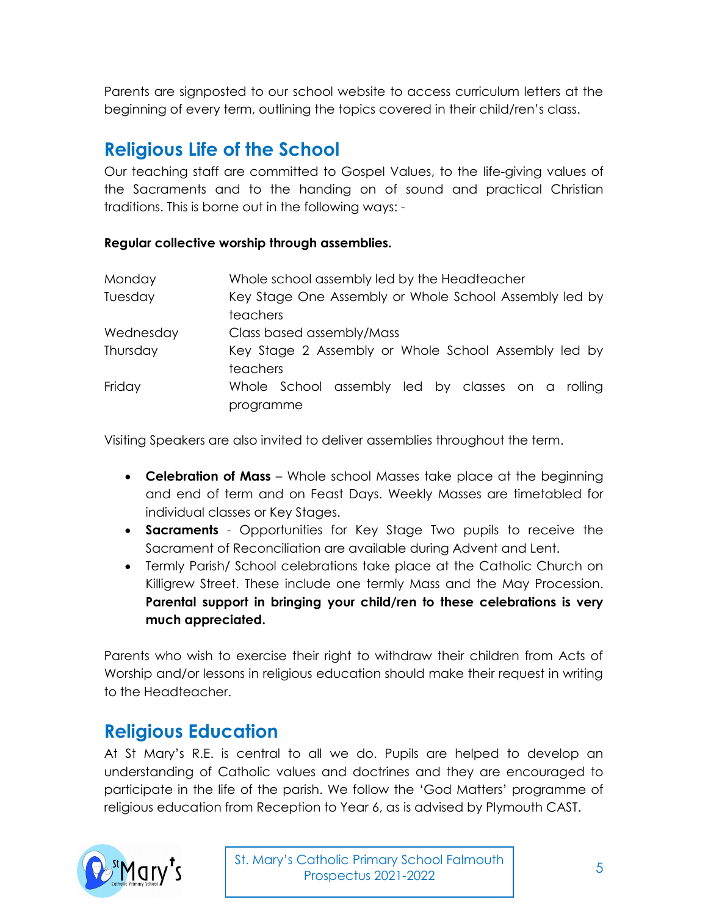Parents are signposted to our school website to access curriculum letters at the beginning of every term, outlining the topics covered in their child/ren's class.

## Religious Life of the School

Our teaching staff are committed to Gospel Values, to the life-giving values of the Sacraments and to the handing on of sound and practical Christian traditions. This is borne out in the following ways: -

**Regular collective worship through assemblies.**

| | |
|---|---|
| Monday | Whole school assembly led by the Headteacher |
| Tuesday | Key Stage One Assembly or Whole School Assembly led by teachers |
| Wednesday | Class based assembly/Mass |
| Thursday | Key Stage 2 Assembly or Whole School Assembly led by teachers |
| Friday | Whole School assembly led by classes on a rolling programme |

Visiting Speakers are also invited to deliver assemblies throughout the term.

- **Celebration of Mass** – Whole school Masses take place at the beginning and end of term and on Feast Days. Weekly Masses are timetabled for individual classes or Key Stages.
- **Sacraments** - Opportunities for Key Stage Two pupils to receive the Sacrament of Reconciliation are available during Advent and Lent.
- Termly Parish/ School celebrations take place at the Catholic Church on Killigrew Street. These include one termly Mass and the May Procession. **Parental support in bringing your child/ren to these celebrations is very much appreciated.**

Parents who wish to exercise their right to withdraw their children from Acts of Worship and/or lessons in religious education should make their request in writing to the Headteacher.

## Religious Education

At St Mary's R.E. is central to all we do. Pupils are helped to develop an understanding of Catholic values and doctrines and they are encouraged to participate in the life of the parish. We follow the 'God Matters' programme of religious education from Reception to Year 6, as is advised by Plymouth CAST.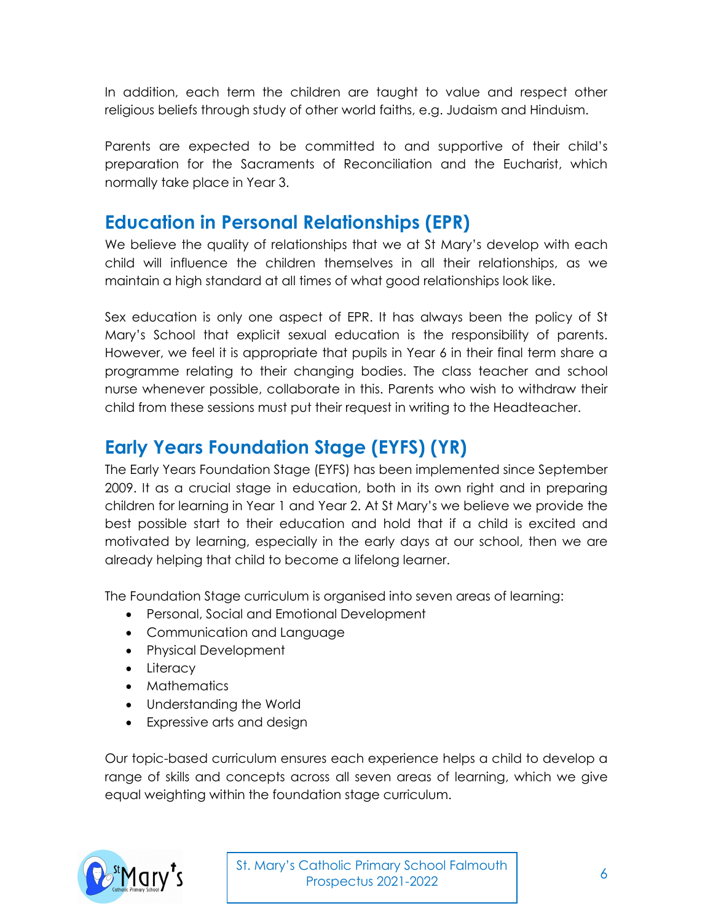In addition, each term the children are taught to value and respect other religious beliefs through study of other world faiths, e.g. Judaism and Hinduism.

Parents are expected to be committed to and supportive of their child's preparation for the Sacraments of Reconciliation and the Eucharist, which normally take place in Year 3.

## Education in Personal Relationships (EPR)

We believe the quality of relationships that we at St Mary's develop with each child will influence the children themselves in all their relationships, as we maintain a high standard at all times of what good relationships look like.

Sex education is only one aspect of EPR. It has always been the policy of St Mary's School that explicit sexual education is the responsibility of parents. However, we feel it is appropriate that pupils in Year 6 in their final term share a programme relating to their changing bodies. The class teacher and school nurse whenever possible, collaborate in this. Parents who wish to withdraw their child from these sessions must put their request in writing to the Headteacher.

## Early Years Foundation Stage (EYFS) (YR)

The Early Years Foundation Stage (EYFS) has been implemented since September 2009. It as a crucial stage in education, both in its own right and in preparing children for learning in Year 1 and Year 2. At St Mary's we believe we provide the best possible start to their education and hold that if a child is excited and motivated by learning, especially in the early days at our school, then we are already helping that child to become a lifelong learner.

The Foundation Stage curriculum is organised into seven areas of learning:

- Personal, Social and Emotional Development
- Communication and Language
- Physical Development
- Literacy
- Mathematics
- Understanding the World
- Expressive arts and design

Our topic-based curriculum ensures each experience helps a child to develop a range of skills and concepts across all seven areas of learning, which we give equal weighting within the foundation stage curriculum.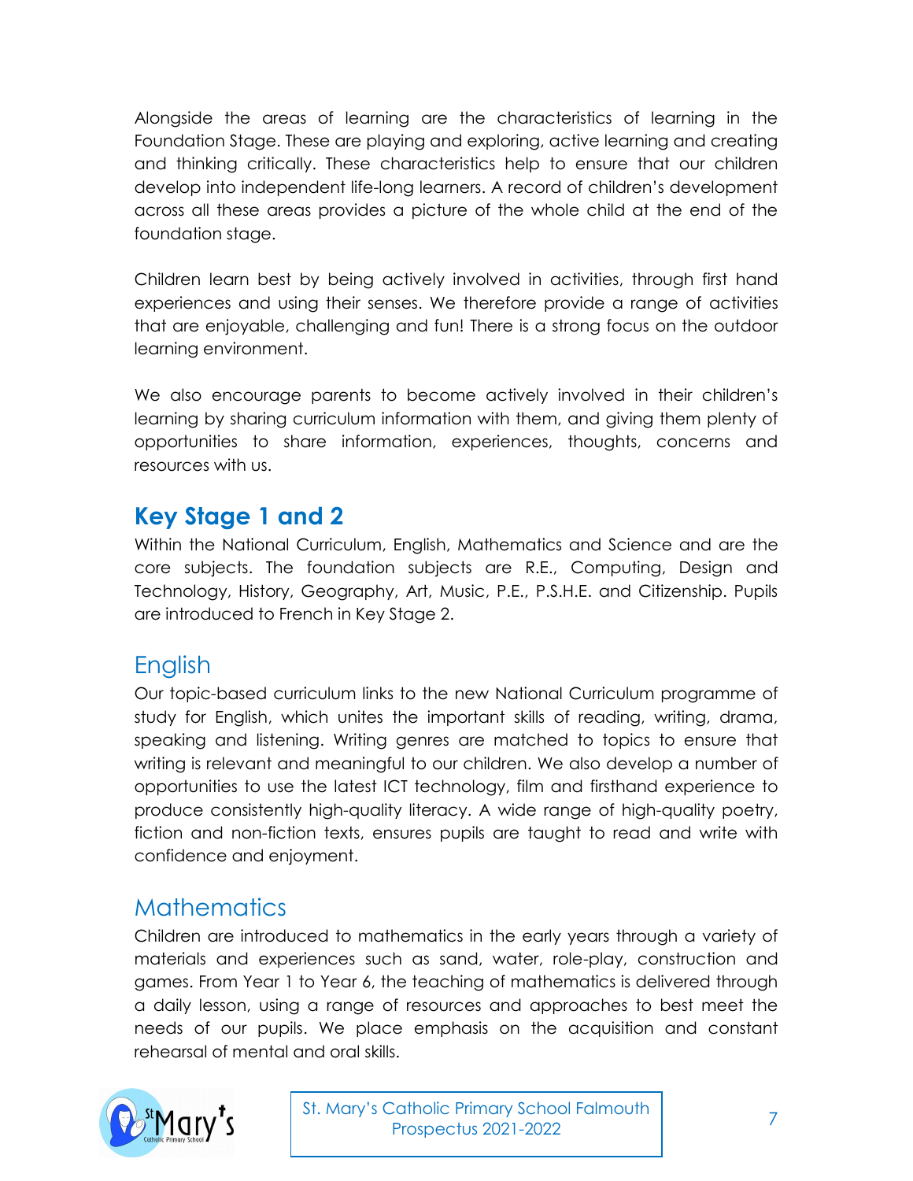Alongside the areas of learning are the characteristics of learning in the Foundation Stage. These are playing and exploring, active learning and creating and thinking critically. These characteristics help to ensure that our children develop into independent life-long learners. A record of children's development across all these areas provides a picture of the whole child at the end of the foundation stage.

Children learn best by being actively involved in activities, through first hand experiences and using their senses. We therefore provide a range of activities that are enjoyable, challenging and fun! There is a strong focus on the outdoor learning environment.

We also encourage parents to become actively involved in their children's learning by sharing curriculum information with them, and giving them plenty of opportunities to share information, experiences, thoughts, concerns and resources with us.

## Key Stage 1 and 2

Within the National Curriculum, English, Mathematics and Science and are the core subjects. The foundation subjects are R.E., Computing, Design and Technology, History, Geography, Art, Music, P.E., P.S.H.E. and Citizenship. Pupils are introduced to French in Key Stage 2.

### English

Our topic-based curriculum links to the new National Curriculum programme of study for English, which unites the important skills of reading, writing, drama, speaking and listening. Writing genres are matched to topics to ensure that writing is relevant and meaningful to our children. We also develop a number of opportunities to use the latest ICT technology, film and firsthand experience to produce consistently high-quality literacy. A wide range of high-quality poetry, fiction and non-fiction texts, ensures pupils are taught to read and write with confidence and enjoyment.

### Mathematics

Children are introduced to mathematics in the early years through a variety of materials and experiences such as sand, water, role-play, construction and games. From Year 1 to Year 6, the teaching of mathematics is delivered through a daily lesson, using a range of resources and approaches to best meet the needs of our pupils. We place emphasis on the acquisition and constant rehearsal of mental and oral skills.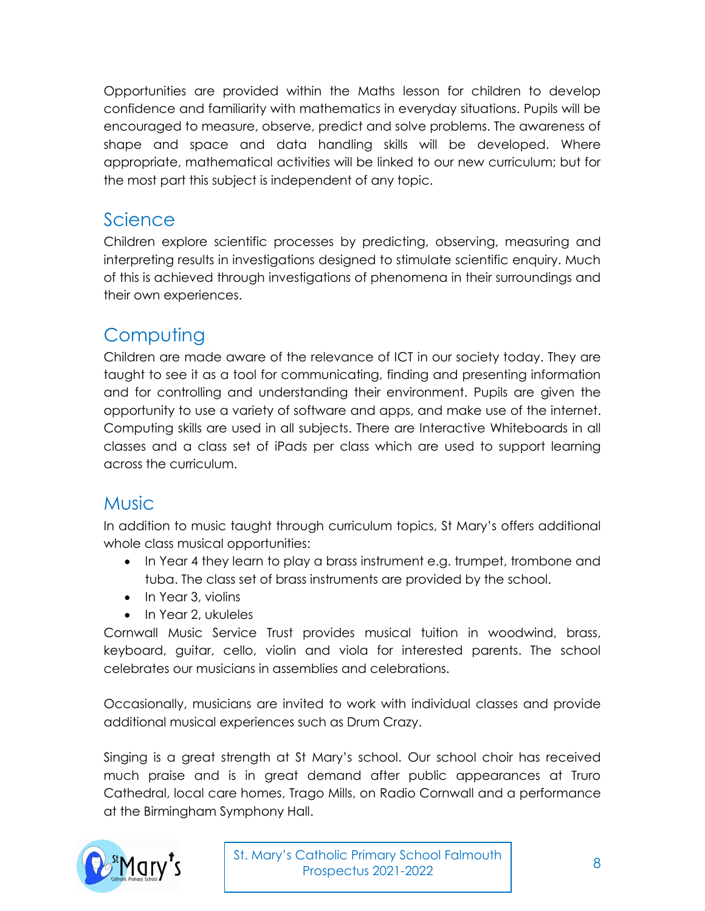Opportunities are provided within the Maths lesson for children to develop confidence and familiarity with mathematics in everyday situations. Pupils will be encouraged to measure, observe, predict and solve problems. The awareness of shape and space and data handling skills will be developed. Where appropriate, mathematical activities will be linked to our new curriculum; but for the most part this subject is independent of any topic.

## Science

Children explore scientific processes by predicting, observing, measuring and interpreting results in investigations designed to stimulate scientific enquiry. Much of this is achieved through investigations of phenomena in their surroundings and their own experiences.

## Computing

Children are made aware of the relevance of ICT in our society today. They are taught to see it as a tool for communicating, finding and presenting information and for controlling and understanding their environment. Pupils are given the opportunity to use a variety of software and apps, and make use of the internet. Computing skills are used in all subjects. There are Interactive Whiteboards in all classes and a class set of iPads per class which are used to support learning across the curriculum.

## Music

In addition to music taught through curriculum topics, St Mary's offers additional whole class musical opportunities:

- In Year 4 they learn to play a brass instrument e.g. trumpet, trombone and tuba. The class set of brass instruments are provided by the school.
- In Year 3, violins
- In Year 2, ukuleles

Cornwall Music Service Trust provides musical tuition in woodwind, brass, keyboard, guitar, cello, violin and viola for interested parents. The school celebrates our musicians in assemblies and celebrations.

Occasionally, musicians are invited to work with individual classes and provide additional musical experiences such as Drum Crazy.

Singing is a great strength at St Mary's school. Our school choir has received much praise and is in great demand after public appearances at Truro Cathedral, local care homes, Trago Mills, on Radio Cornwall and a performance at the Birmingham Symphony Hall.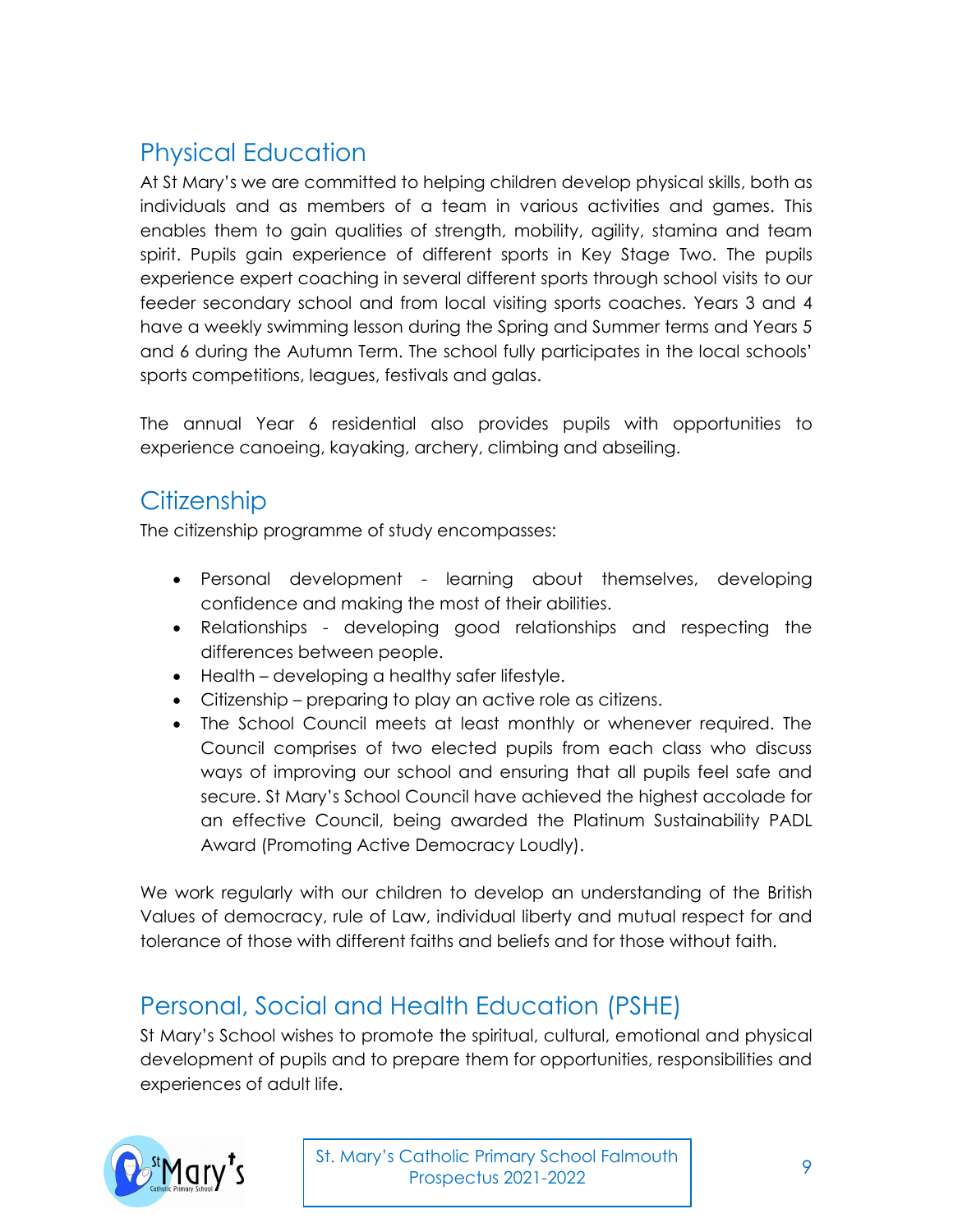## Physical Education

At St Mary's we are committed to helping children develop physical skills, both as individuals and as members of a team in various activities and games. This enables them to gain qualities of strength, mobility, agility, stamina and team spirit. Pupils gain experience of different sports in Key Stage Two. The pupils experience expert coaching in several different sports through school visits to our feeder secondary school and from local visiting sports coaches. Years 3 and 4 have a weekly swimming lesson during the Spring and Summer terms and Years 5 and 6 during the Autumn Term. The school fully participates in the local schools' sports competitions, leagues, festivals and galas.

The annual Year 6 residential also provides pupils with opportunities to experience canoeing, kayaking, archery, climbing and abseiling.

## Citizenship

The citizenship programme of study encompasses:

- Personal development - learning about themselves, developing confidence and making the most of their abilities.
- Relationships - developing good relationships and respecting the differences between people.
- Health – developing a healthy safer lifestyle.
- Citizenship – preparing to play an active role as citizens.
- The School Council meets at least monthly or whenever required. The Council comprises of two elected pupils from each class who discuss ways of improving our school and ensuring that all pupils feel safe and secure. St Mary's School Council have achieved the highest accolade for an effective Council, being awarded the Platinum Sustainability PADL Award (Promoting Active Democracy Loudly).

We work regularly with our children to develop an understanding of the British Values of democracy, rule of Law, individual liberty and mutual respect for and tolerance of those with different faiths and beliefs and for those without faith.

## Personal, Social and Health Education (PSHE)

St Mary's School wishes to promote the spiritual, cultural, emotional and physical development of pupils and to prepare them for opportunities, responsibilities and experiences of adult life.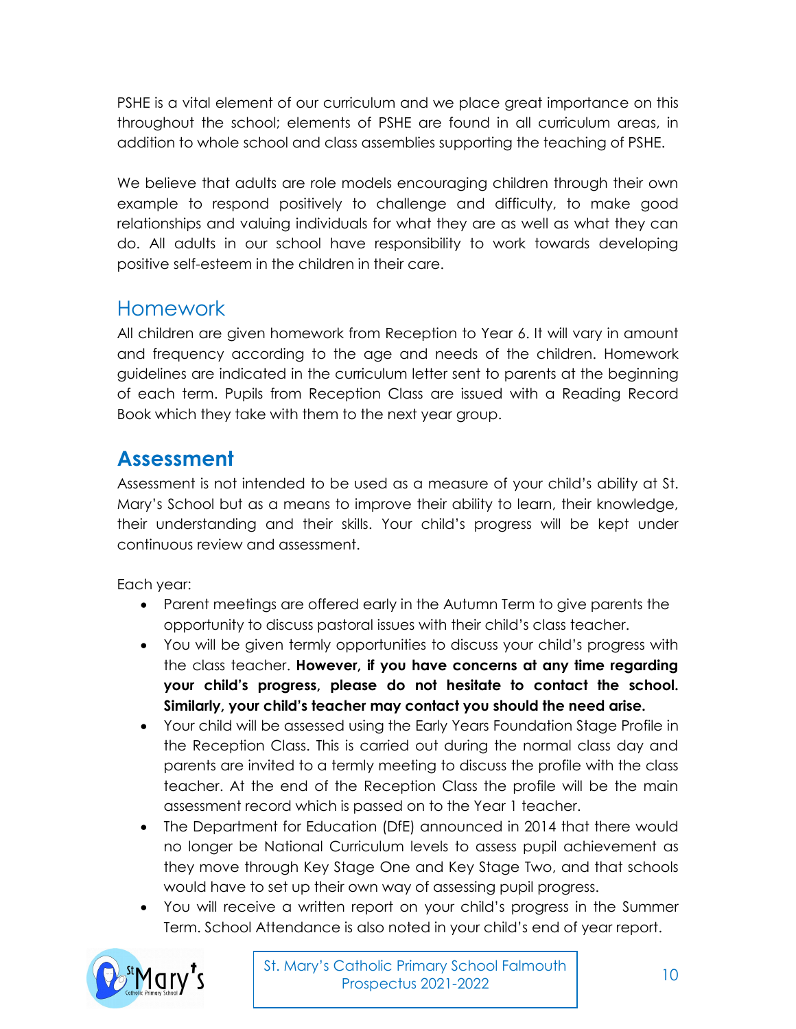PSHE is a vital element of our curriculum and we place great importance on this throughout the school; elements of PSHE are found in all curriculum areas, in addition to whole school and class assemblies supporting the teaching of PSHE.

We believe that adults are role models encouraging children through their own example to respond positively to challenge and difficulty, to make good relationships and valuing individuals for what they are as well as what they can do. All adults in our school have responsibility to work towards developing positive self-esteem in the children in their care.

## Homework

All children are given homework from Reception to Year 6. It will vary in amount and frequency according to the age and needs of the children. Homework guidelines are indicated in the curriculum letter sent to parents at the beginning of each term. Pupils from Reception Class are issued with a Reading Record Book which they take with them to the next year group.

## Assessment

Assessment is not intended to be used as a measure of your child's ability at St. Mary's School but as a means to improve their ability to learn, their knowledge, their understanding and their skills. Your child's progress will be kept under continuous review and assessment.

Each year:

- Parent meetings are offered early in the Autumn Term to give parents the opportunity to discuss pastoral issues with their child's class teacher.
- You will be given termly opportunities to discuss your child's progress with the class teacher. **However, if you have concerns at any time regarding your child's progress, please do not hesitate to contact the school. Similarly, your child's teacher may contact you should the need arise.**
- Your child will be assessed using the Early Years Foundation Stage Profile in the Reception Class. This is carried out during the normal class day and parents are invited to a termly meeting to discuss the profile with the class teacher. At the end of the Reception Class the profile will be the main assessment record which is passed on to the Year 1 teacher.
- The Department for Education (DfE) announced in 2014 that there would no longer be National Curriculum levels to assess pupil achievement as they move through Key Stage One and Key Stage Two, and that schools would have to set up their own way of assessing pupil progress.
- You will receive a written report on your child's progress in the Summer Term. School Attendance is also noted in your child's end of year report.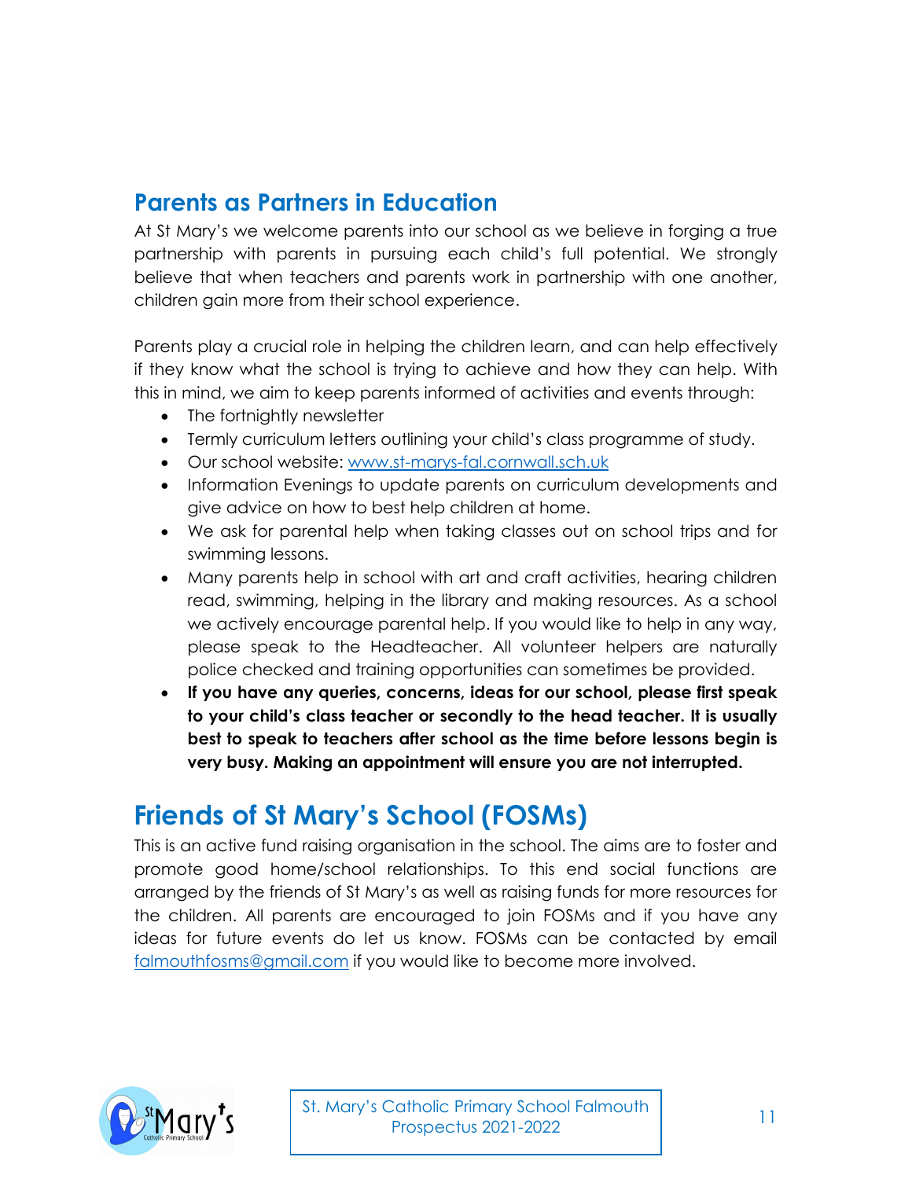## Parents as Partners in Education

At St Mary's we welcome parents into our school as we believe in forging a true partnership with parents in pursuing each child's full potential. We strongly believe that when teachers and parents work in partnership with one another, children gain more from their school experience.

Parents play a crucial role in helping the children learn, and can help effectively if they know what the school is trying to achieve and how they can help. With this in mind, we aim to keep parents informed of activities and events through:

- The fortnightly newsletter
- Termly curriculum letters outlining your child's class programme of study.
- Our school website: [www.st-marys-fal.cornwall.sch.uk](http://www.st-marys-fal.cornwall.sch.uk)
- Information Evenings to update parents on curriculum developments and give advice on how to best help children at home.
- We ask for parental help when taking classes out on school trips and for swimming lessons.
- Many parents help in school with art and craft activities, hearing children read, swimming, helping in the library and making resources. As a school we actively encourage parental help. If you would like to help in any way, please speak to the Headteacher. All volunteer helpers are naturally police checked and training opportunities can sometimes be provided.
- **If you have any queries, concerns, ideas for our school, please first speak to your child's class teacher or secondly to the head teacher. It is usually best to speak to teachers after school as the time before lessons begin is very busy. Making an appointment will ensure you are not interrupted.**

# Friends of St Mary's School (FOSMs)

This is an active fund raising organisation in the school. The aims are to foster and promote good home/school relationships. To this end social functions are arranged by the friends of St Mary's as well as raising funds for more resources for the children. All parents are encouraged to join FOSMs and if you have any ideas for future events do let us know. FOSMs can be contacted by email [falmouthfosms@gmail.com](mailto:falmouthfosms@gmail.com) if you would like to become more involved.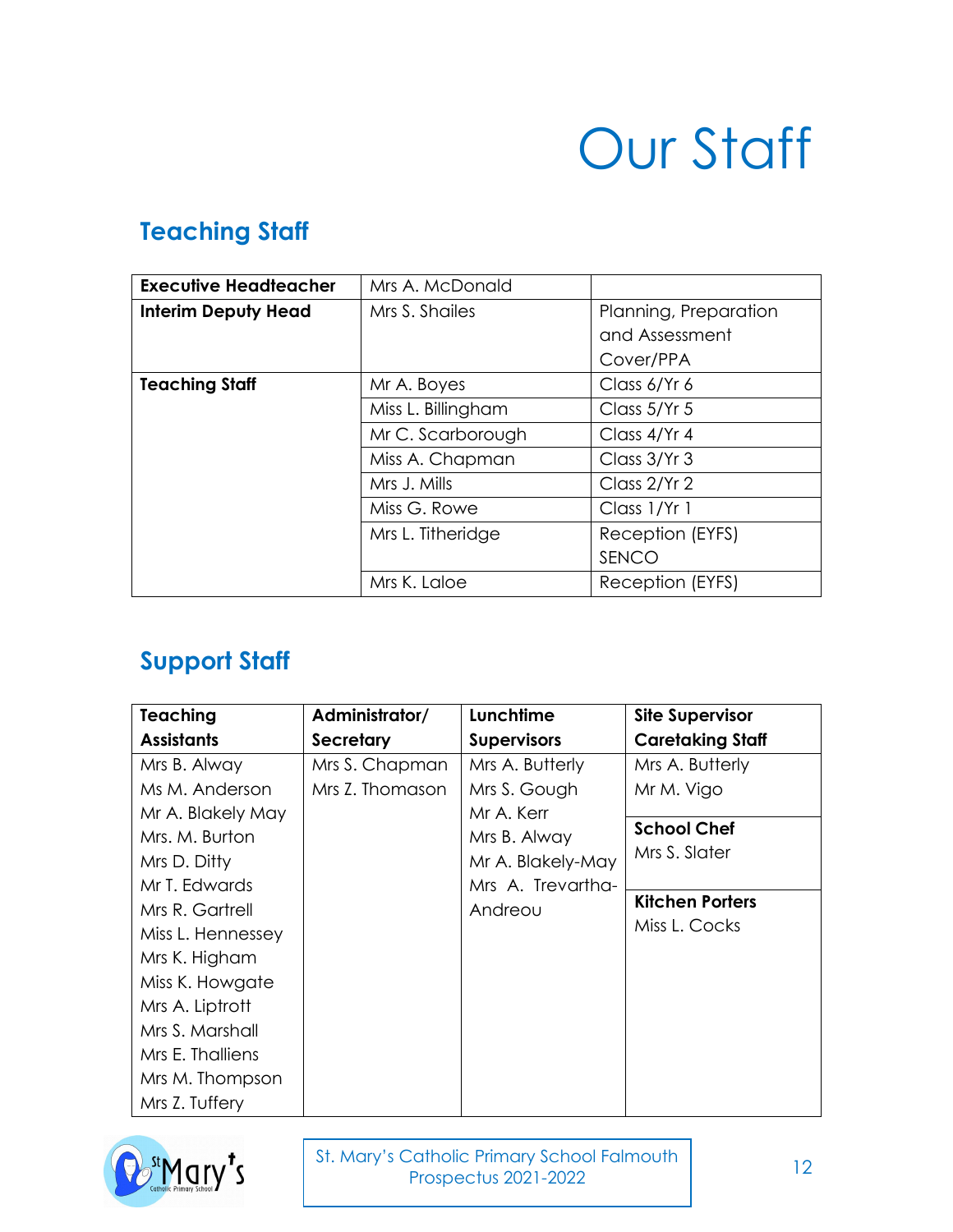# Our Staff

## Teaching Staff

| | | |
|---|---|---|
| **Executive Headteacher** | Mrs A. McDonald | |
| **Interim Deputy Head** | Mrs S. Shailes | Planning, Preparation and Assessment Cover/PPA |
| **Teaching Staff** | Mr A. Boyes | Class 6/Yr 6 |
| | Miss L. Billingham | Class 5/Yr 5 |
| | Mr C. Scarborough | Class 4/Yr 4 |
| | Miss A. Chapman | Class 3/Yr 3 |
| | Mrs J. Mills | Class 2/Yr 2 |
| | Miss G. Rowe | Class 1/Yr 1 |
| | Mrs L. Titheridge | Reception (EYFS) SENCO |
| | Mrs K. Laloe | Reception (EYFS) |

## Support Staff

| Teaching Assistants | Administrator/ Secretary | Lunchtime Supervisors | Site Supervisor Caretaking Staff |
|---|---|---|---|
| Mrs B. Alway | Mrs S. Chapman | Mrs A. Butterly | Mrs A. Butterly |
| Ms M. Anderson | Mrs Z. Thomason | Mrs S. Gough | Mr M. Vigo |
| Mr A. Blakely May | | Mr A. Kerr | **School Chef** |
| Mrs. M. Burton | | Mrs B. Alway | Mrs S. Slater |
| Mrs D. Ditty | | Mr A. Blakely-May | |
| Mr T. Edwards | | Mrs A. Trevartha-Andreou | **Kitchen Porters** |
| Mrs R. Gartrell | | | Miss L. Cocks |
| Miss L. Hennessey | | | |
| Mrs K. Higham | | | |
| Miss K. Howgate | | | |
| Mrs A. Liptrott | | | |
| Mrs S. Marshall | | | |
| Mrs E. Thalliens | | | |
| Mrs M. Thompson | | | |
| Mrs Z. Tuffery | | | |

St. Mary's Catholic Primary School Falmouth Prospectus 2021-2022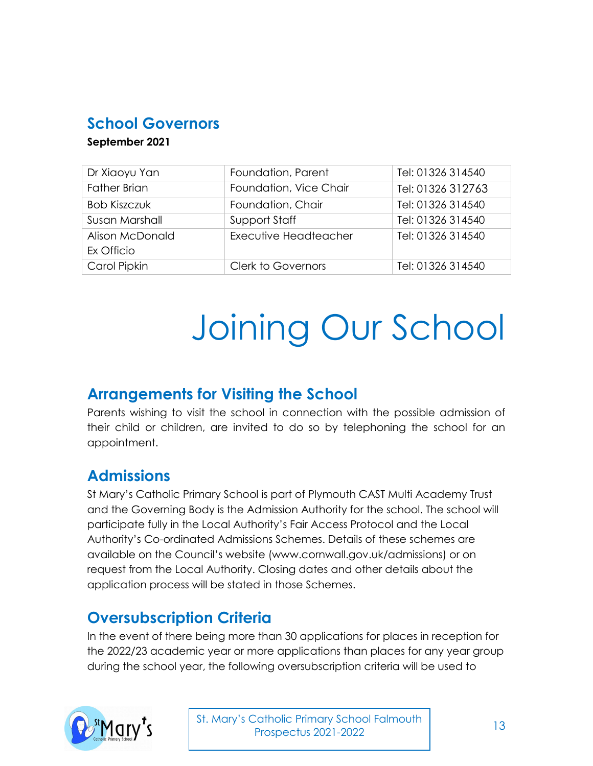## School Governors

**September 2021**

| | | |
|---|---|---|
| Dr Xiaoyu Yan | Foundation, Parent | Tel: 01326 314540 |
| Father Brian | Foundation, Vice Chair | Tel: 01326 312763 |
| Bob Kiszczuk | Foundation, Chair | Tel: 01326 314540 |
| Susan Marshall | Support Staff | Tel: 01326 314540 |
| Alison McDonald Ex Officio | Executive Headteacher | Tel: 01326 314540 |
| Carol Pipkin | Clerk to Governors | Tel: 01326 314540 |

# Joining Our School

## Arrangements for Visiting the School

Parents wishing to visit the school in connection with the possible admission of their child or children, are invited to do so by telephoning the school for an appointment.

## Admissions

St Mary's Catholic Primary School is part of Plymouth CAST Multi Academy Trust and the Governing Body is the Admission Authority for the school. The school will participate fully in the Local Authority's Fair Access Protocol and the Local Authority's Co-ordinated Admissions Schemes. Details of these schemes are available on the Council's website (www.cornwall.gov.uk/admissions) or on request from the Local Authority. Closing dates and other details about the application process will be stated in those Schemes.

## Oversubscription Criteria

In the event of there being more than 30 applications for places in reception for the 2022/23 academic year or more applications than places for any year group during the school year, the following oversubscription criteria will be used to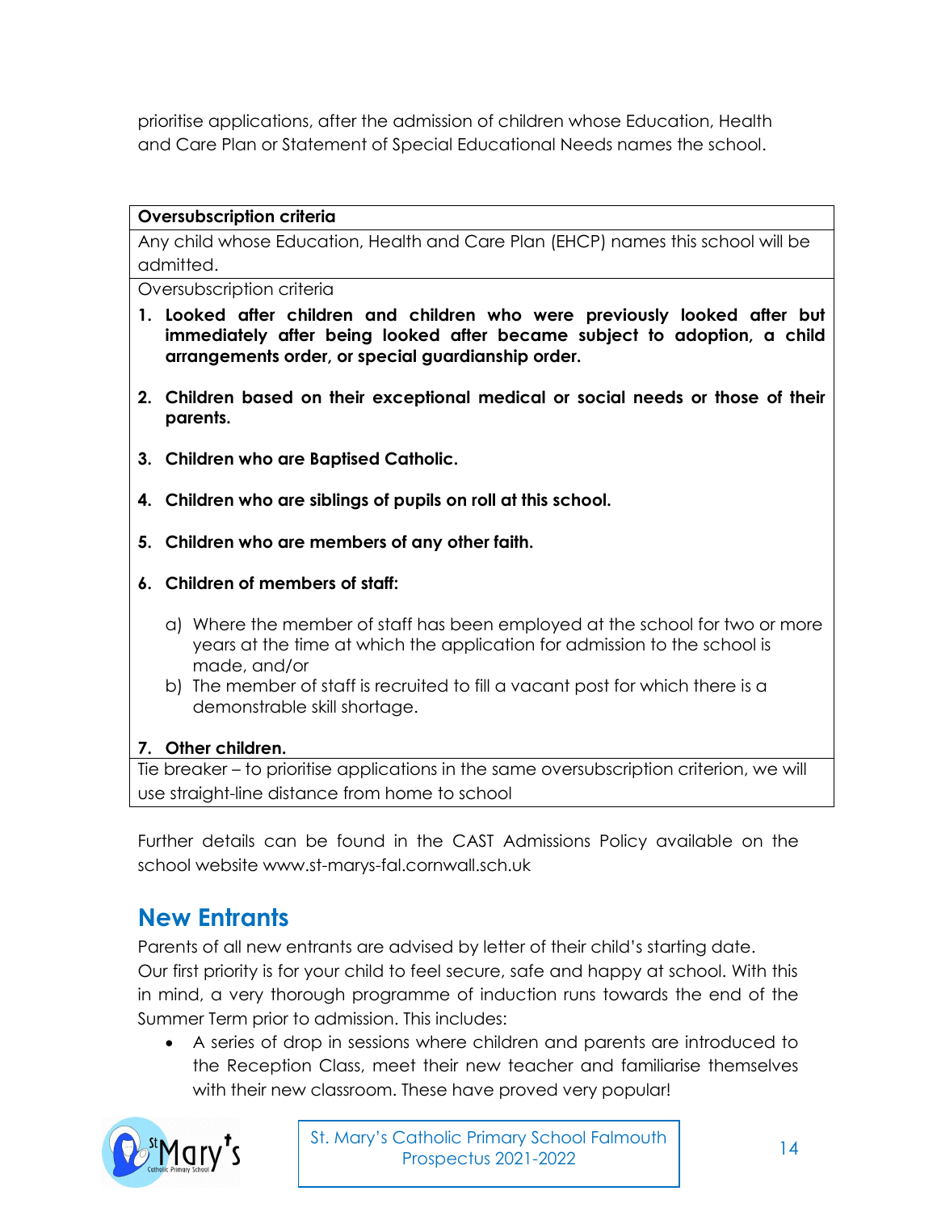prioritise applications, after the admission of children whose Education, Health and Care Plan or Statement of Special Educational Needs names the school.

| **Oversubscription criteria** |
| --- |
| Any child whose Education, Health and Care Plan (EHCP) names this school will be admitted. |
| Oversubscription criteria<br>**1. Looked after children and children who were previously looked after but immediately after being looked after became subject to adoption, a child arrangements order, or special guardianship order.**<br>**2. Children based on their exceptional medical or social needs or those of their parents.**<br>**3. Children who are Baptised Catholic.**<br>**4. Children who are siblings of pupils on roll at this school.**<br>**5. Children who are members of any other faith.**<br>**6. Children of members of staff:**<br>a) Where the member of staff has been employed at the school for two or more years at the time at which the application for admission to the school is made, and/or<br>b) The member of staff is recruited to fill a vacant post for which there is a demonstrable skill shortage.<br>**7. Other children.** |
| Tie breaker – to prioritise applications in the same oversubscription criterion, we will use straight-line distance from home to school |

Further details can be found in the CAST Admissions Policy available on the school website www.st-marys-fal.cornwall.sch.uk

## New Entrants

Parents of all new entrants are advised by letter of their child's starting date.
Our first priority is for your child to feel secure, safe and happy at school. With this in mind, a very thorough programme of induction runs towards the end of the Summer Term prior to admission. This includes:

- A series of drop in sessions where children and parents are introduced to the Reception Class, meet their new teacher and familiarise themselves with their new classroom. These have proved very popular!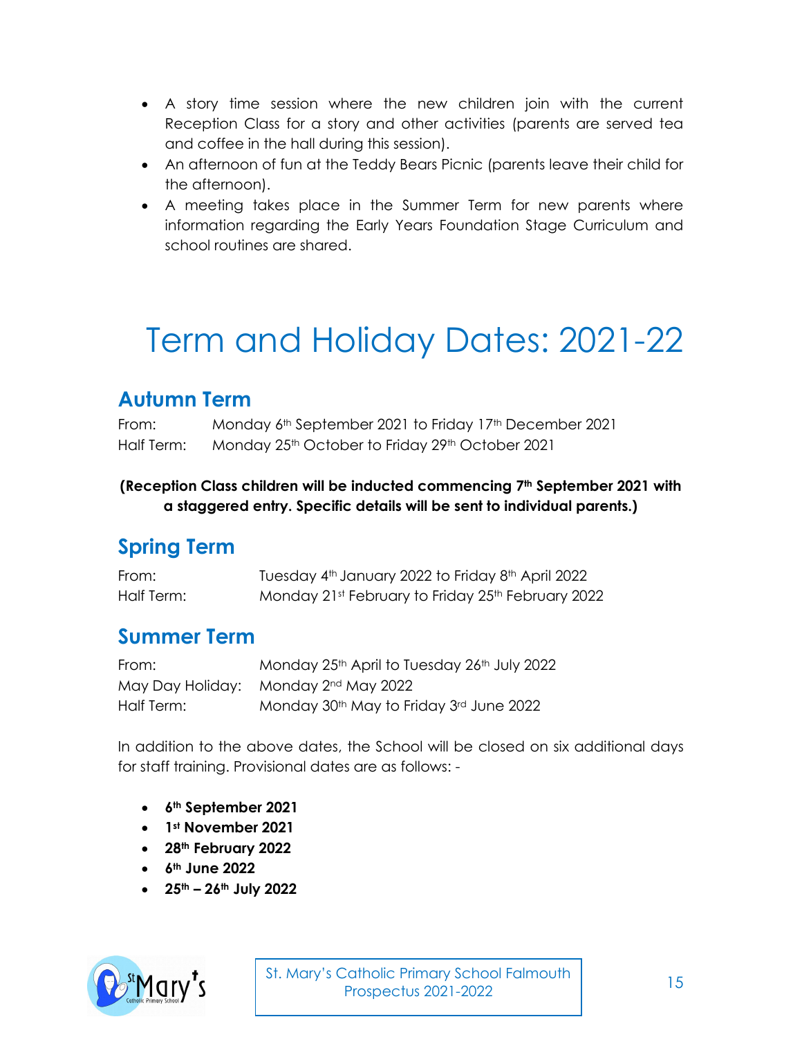- A story time session where the new children join with the current Reception Class for a story and other activities (parents are served tea and coffee in the hall during this session).
- An afternoon of fun at the Teddy Bears Picnic (parents leave their child for the afternoon).
- A meeting takes place in the Summer Term for new parents where information regarding the Early Years Foundation Stage Curriculum and school routines are shared.

# Term and Holiday Dates: 2021-22

## Autumn Term

| | |
|---|---|
| From: | Monday 6th September 2021 to Friday 17th December 2021 |
| Half Term: | Monday 25th October to Friday 29th October 2021 |

**(Reception Class children will be inducted commencing 7th September 2021 with a staggered entry. Specific details will be sent to individual parents.)**

## Spring Term

| | |
|---|---|
| From: | Tuesday 4th January 2022 to Friday 8th April 2022 |
| Half Term: | Monday 21st February to Friday 25th February 2022 |

## Summer Term

| | |
|---|---|
| From: | Monday 25th April to Tuesday 26th July 2022 |
| May Day Holiday: | Monday 2nd May 2022 |
| Half Term: | Monday 30th May to Friday 3rd June 2022 |

In addition to the above dates, the School will be closed on six additional days for staff training. Provisional dates are as follows: -

- **6th September 2021**
- **1st November 2021**
- **28th February 2022**
- **6th June 2022**
- **25th – 26th July 2022**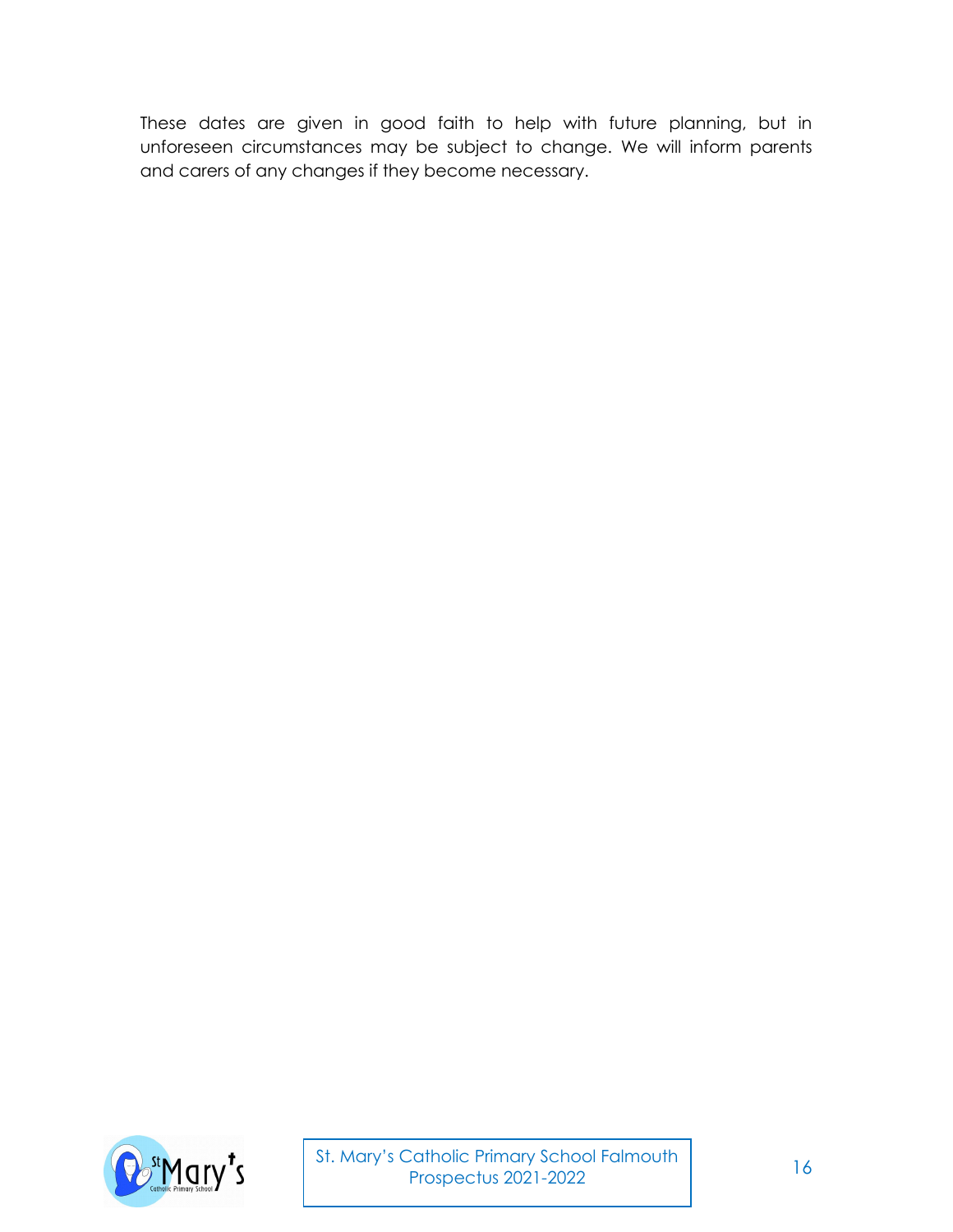These dates are given in good faith to help with future planning, but in unforeseen circumstances may be subject to change. We will inform parents and carers of any changes if they become necessary.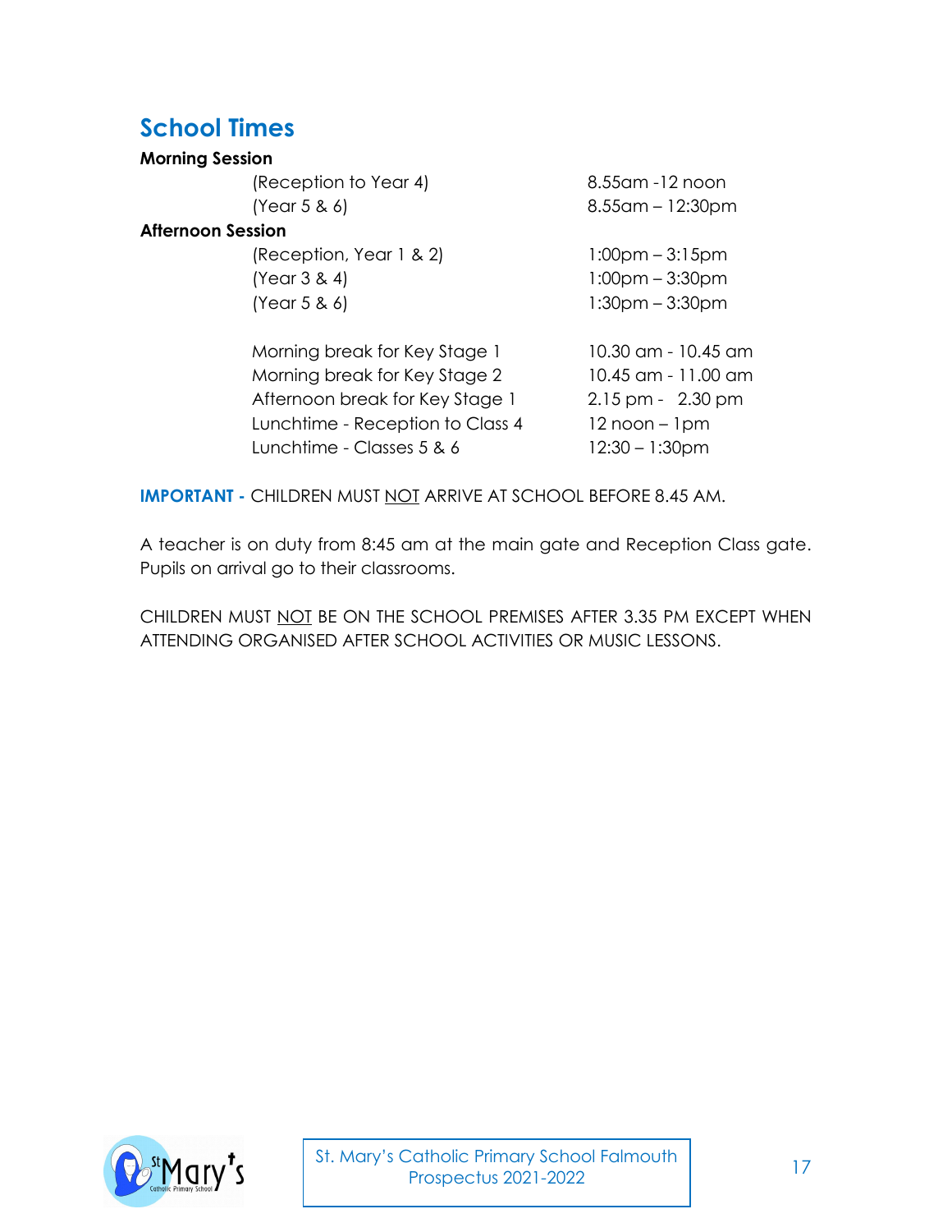## School Times

**Morning Session**

| | |
|---|---|
| (Reception to Year 4) | 8.55am -12 noon |
| (Year 5 & 6) | 8.55am – 12:30pm |

**Afternoon Session**

| | |
|---|---|
| (Reception, Year 1 & 2) | 1:00pm – 3:15pm |
| (Year 3 & 4) | 1:00pm – 3:30pm |
| (Year 5 & 6) | 1:30pm – 3:30pm |

| | |
|---|---|
| Morning break for Key Stage 1 | 10.30 am - 10.45 am |
| Morning break for Key Stage 2 | 10.45 am - 11.00 am |
| Afternoon break for Key Stage 1 | 2.15 pm - 2.30 pm |
| Lunchtime - Reception to Class 4 | 12 noon – 1pm |
| Lunchtime - Classes 5 & 6 | 12:30 – 1:30pm |

**IMPORTANT -** CHILDREN MUST NOT ARRIVE AT SCHOOL BEFORE 8.45 AM.

A teacher is on duty from 8:45 am at the main gate and Reception Class gate. Pupils on arrival go to their classrooms.

CHILDREN MUST NOT BE ON THE SCHOOL PREMISES AFTER 3.35 PM EXCEPT WHEN ATTENDING ORGANISED AFTER SCHOOL ACTIVITIES OR MUSIC LESSONS.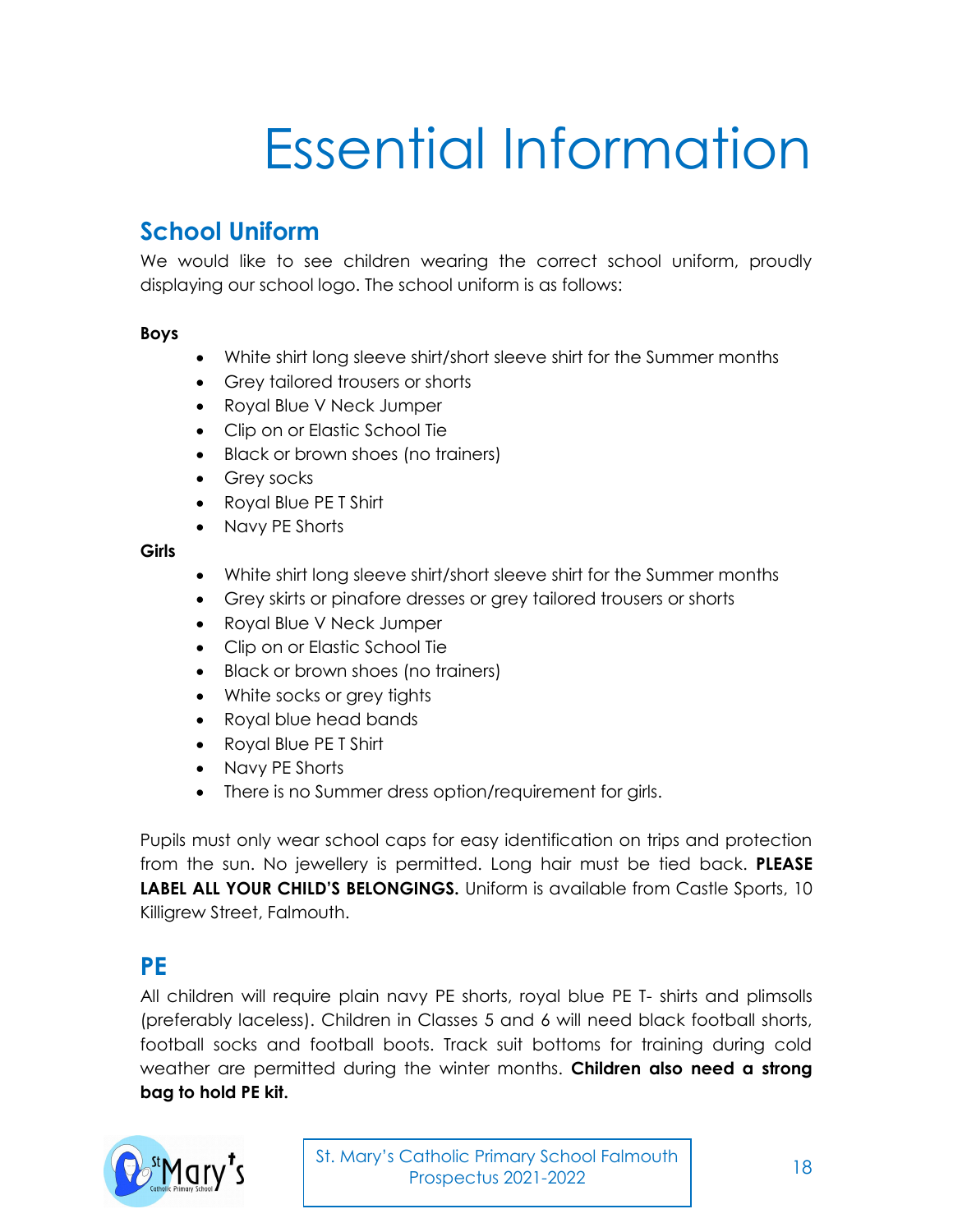# Essential Information

## School Uniform

We would like to see children wearing the correct school uniform, proudly displaying our school logo. The school uniform is as follows:

**Boys**

- White shirt long sleeve shirt/short sleeve shirt for the Summer months
- Grey tailored trousers or shorts
- Royal Blue V Neck Jumper
- Clip on or Elastic School Tie
- Black or brown shoes (no trainers)
- Grey socks
- Royal Blue PE T Shirt
- Navy PE Shorts

**Girls**

- White shirt long sleeve shirt/short sleeve shirt for the Summer months
- Grey skirts or pinafore dresses or grey tailored trousers or shorts
- Royal Blue V Neck Jumper
- Clip on or Elastic School Tie
- Black or brown shoes (no trainers)
- White socks or grey tights
- Royal blue head bands
- Royal Blue PE T Shirt
- Navy PE Shorts
- There is no Summer dress option/requirement for girls.

Pupils must only wear school caps for easy identification on trips and protection from the sun. No jewellery is permitted. Long hair must be tied back. **PLEASE LABEL ALL YOUR CHILD'S BELONGINGS.** Uniform is available from Castle Sports, 10 Killigrew Street, Falmouth.

## PE

All children will require plain navy PE shorts, royal blue PE T- shirts and plimsolls (preferably laceless). Children in Classes 5 and 6 will need black football shorts, football socks and football boots. Track suit bottoms for training during cold weather are permitted during the winter months. **Children also need a strong bag to hold PE kit.**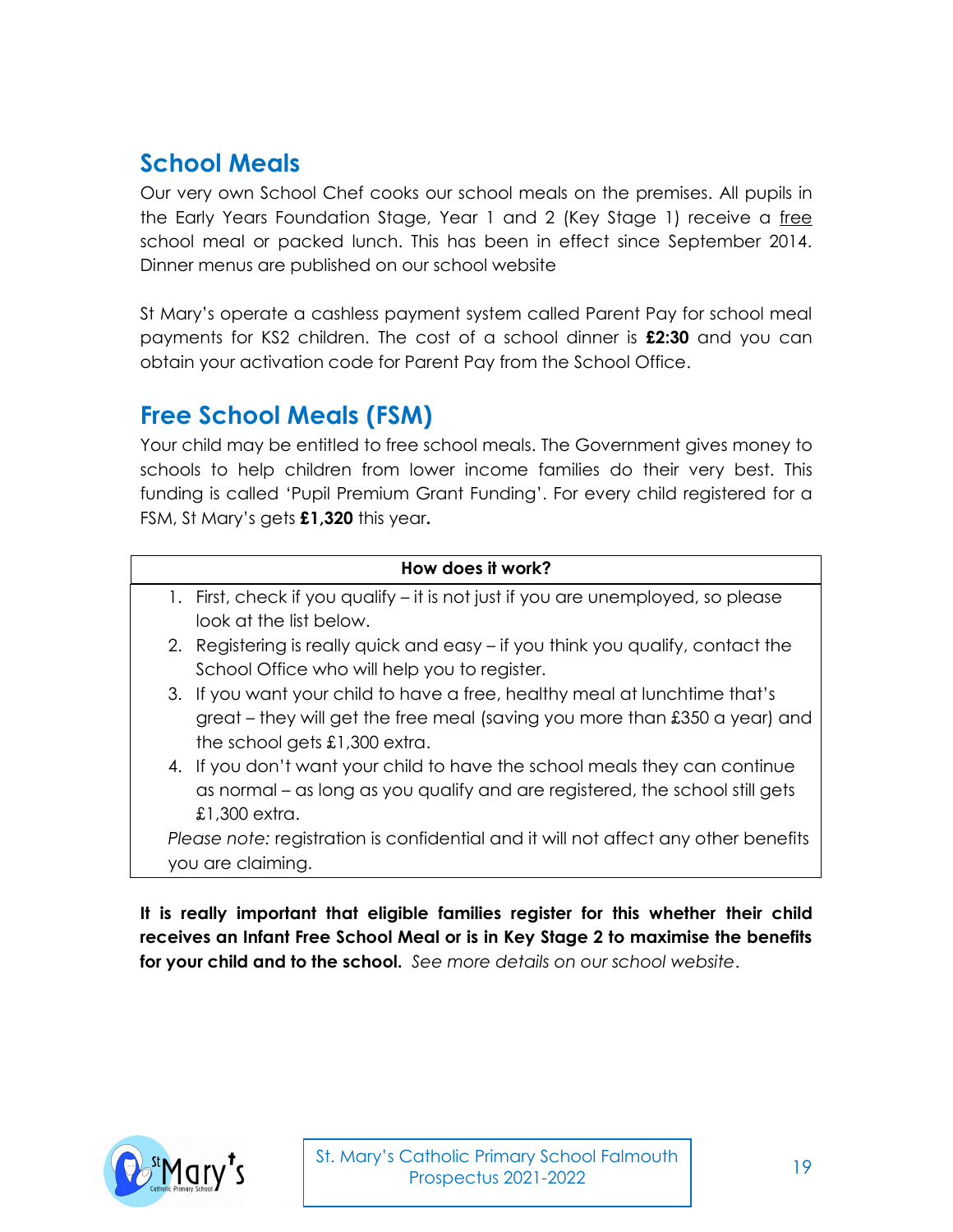## School Meals

Our very own School Chef cooks our school meals on the premises. All pupils in the Early Years Foundation Stage, Year 1 and 2 (Key Stage 1) receive a free school meal or packed lunch. This has been in effect since September 2014. Dinner menus are published on our school website

St Mary's operate a cashless payment system called Parent Pay for school meal payments for KS2 children. The cost of a school dinner is **£2:30** and you can obtain your activation code for Parent Pay from the School Office.

## Free School Meals (FSM)

Your child may be entitled to free school meals. The Government gives money to schools to help children from lower income families do their very best. This funding is called 'Pupil Premium Grant Funding'. For every child registered for a FSM, St Mary's gets **£1,320** this year**.**

| **How does it work?** |
|---|
| 1. First, check if you qualify – it is not just if you are unemployed, so please look at the list below.<br>2. Registering is really quick and easy – if you think you qualify, contact the School Office who will help you to register.<br>3. If you want your child to have a free, healthy meal at lunchtime that's great – they will get the free meal (saving you more than £350 a year) and the school gets £1,300 extra.<br>4. If you don't want your child to have the school meals they can continue as normal – as long as you qualify and are registered, the school still gets £1,300 extra.<br>*Please note:* registration is confidential and it will not affect any other benefits you are claiming. |

**It is really important that eligible families register for this whether their child receives an Infant Free School Meal or is in Key Stage 2 to maximise the benefits for your child and to the school.** *See more details on our school website*.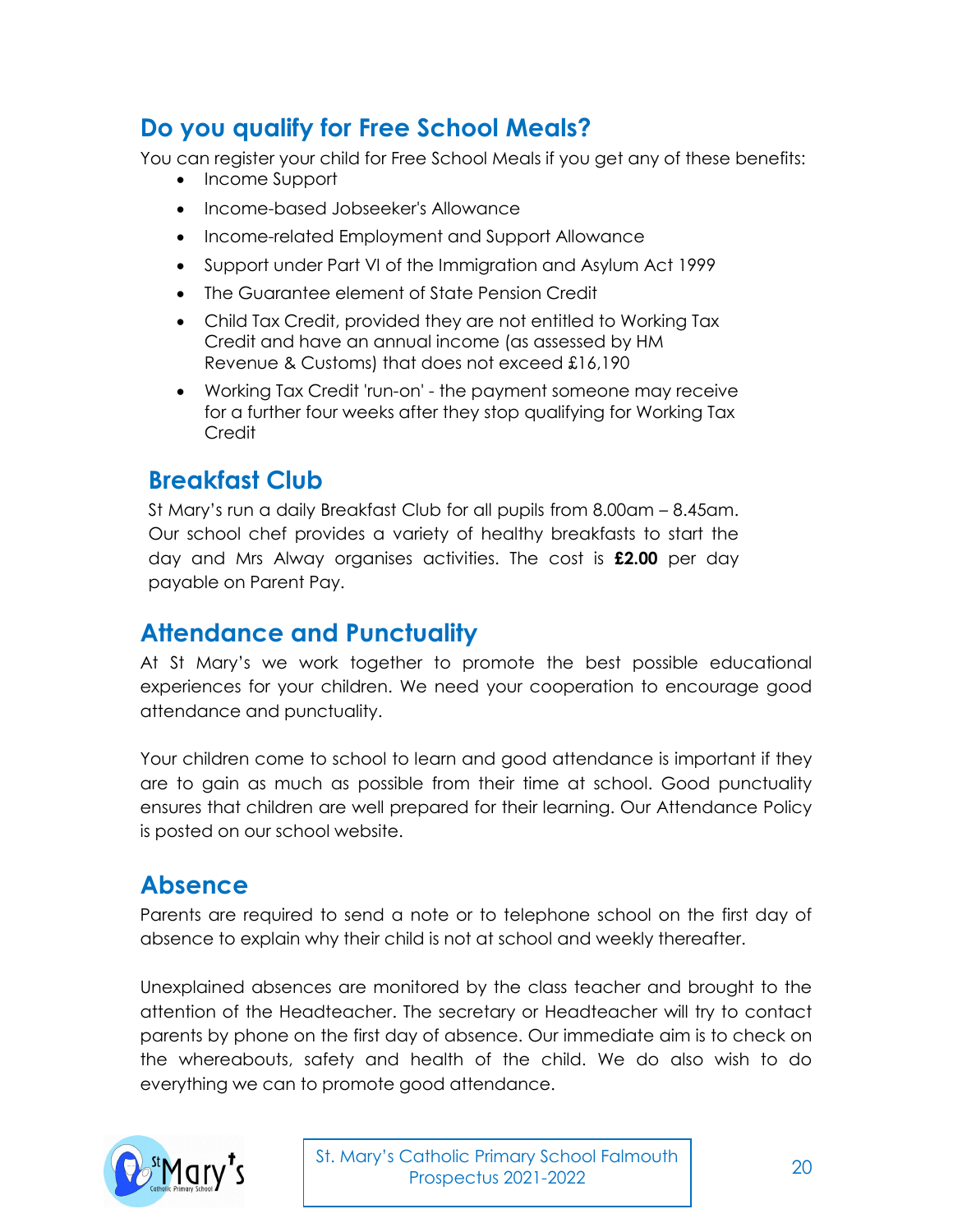## Do you qualify for Free School Meals?

You can register your child for Free School Meals if you get any of these benefits:

- Income Support
- Income-based Jobseeker's Allowance
- Income-related Employment and Support Allowance
- Support under Part VI of the Immigration and Asylum Act 1999
- The Guarantee element of State Pension Credit
- Child Tax Credit, provided they are not entitled to Working Tax Credit and have an annual income (as assessed by HM Revenue & Customs) that does not exceed £16,190
- Working Tax Credit 'run-on' - the payment someone may receive for a further four weeks after they stop qualifying for Working Tax Credit

## Breakfast Club

St Mary's run a daily Breakfast Club for all pupils from 8.00am – 8.45am. Our school chef provides a variety of healthy breakfasts to start the day and Mrs Alway organises activities. The cost is **£2.00** per day payable on Parent Pay.

## Attendance and Punctuality

At St Mary's we work together to promote the best possible educational experiences for your children. We need your cooperation to encourage good attendance and punctuality.

Your children come to school to learn and good attendance is important if they are to gain as much as possible from their time at school. Good punctuality ensures that children are well prepared for their learning. Our Attendance Policy is posted on our school website.

## Absence

Parents are required to send a note or to telephone school on the first day of absence to explain why their child is not at school and weekly thereafter.

Unexplained absences are monitored by the class teacher and brought to the attention of the Headteacher. The secretary or Headteacher will try to contact parents by phone on the first day of absence. Our immediate aim is to check on the whereabouts, safety and health of the child. We do also wish to do everything we can to promote good attendance.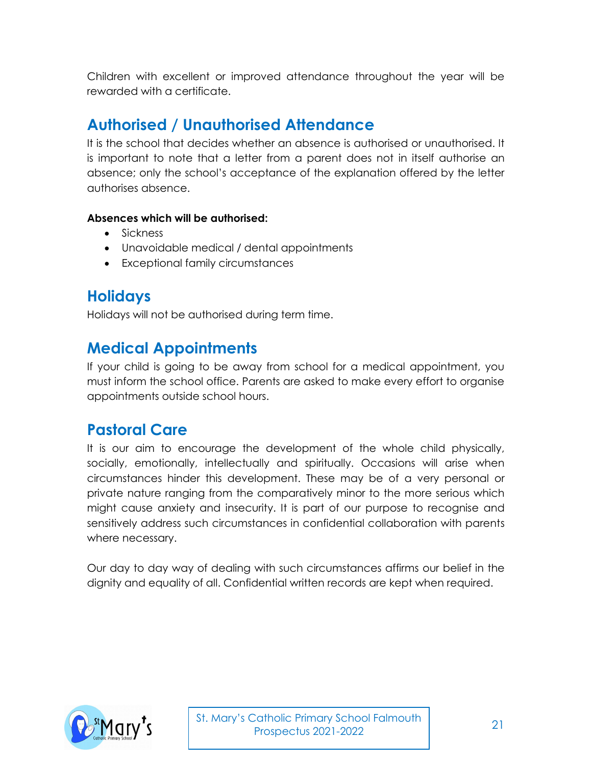Children with excellent or improved attendance throughout the year will be rewarded with a certificate.

## Authorised / Unauthorised Attendance

It is the school that decides whether an absence is authorised or unauthorised. It is important to note that a letter from a parent does not in itself authorise an absence; only the school's acceptance of the explanation offered by the letter authorises absence.

**Absences which will be authorised:**

- Sickness
- Unavoidable medical / dental appointments
- Exceptional family circumstances

## Holidays

Holidays will not be authorised during term time.

## Medical Appointments

If your child is going to be away from school for a medical appointment, you must inform the school office. Parents are asked to make every effort to organise appointments outside school hours.

## Pastoral Care

It is our aim to encourage the development of the whole child physically, socially, emotionally, intellectually and spiritually. Occasions will arise when circumstances hinder this development. These may be of a very personal or private nature ranging from the comparatively minor to the more serious which might cause anxiety and insecurity. It is part of our purpose to recognise and sensitively address such circumstances in confidential collaboration with parents where necessary.

Our day to day way of dealing with such circumstances affirms our belief in the dignity and equality of all. Confidential written records are kept when required.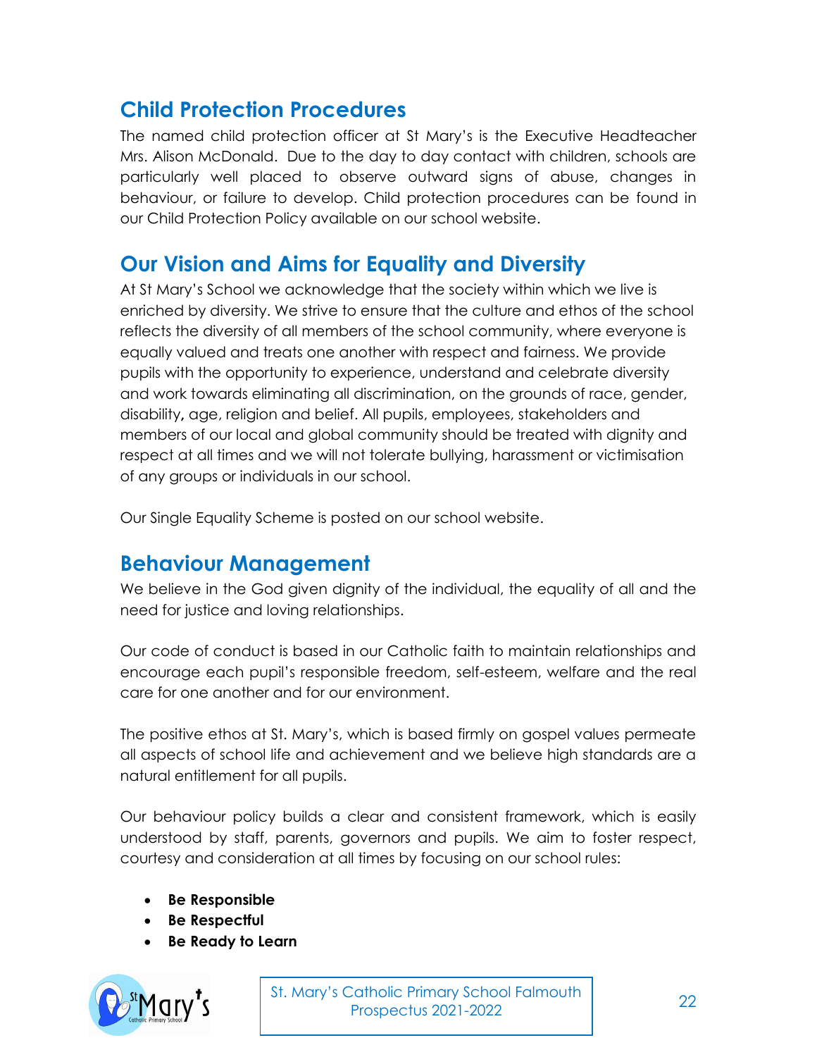## Child Protection Procedures

The named child protection officer at St Mary's is the Executive Headteacher Mrs. Alison McDonald. Due to the day to day contact with children, schools are particularly well placed to observe outward signs of abuse, changes in behaviour, or failure to develop. Child protection procedures can be found in our Child Protection Policy available on our school website.

## Our Vision and Aims for Equality and Diversity

At St Mary's School we acknowledge that the society within which we live is enriched by diversity. We strive to ensure that the culture and ethos of the school reflects the diversity of all members of the school community, where everyone is equally valued and treats one another with respect and fairness. We provide pupils with the opportunity to experience, understand and celebrate diversity and work towards eliminating all discrimination, on the grounds of race, gender, disability**,** age, religion and belief. All pupils, employees, stakeholders and members of our local and global community should be treated with dignity and respect at all times and we will not tolerate bullying, harassment or victimisation of any groups or individuals in our school.

Our Single Equality Scheme is posted on our school website.

## Behaviour Management

We believe in the God given dignity of the individual, the equality of all and the need for justice and loving relationships.

Our code of conduct is based in our Catholic faith to maintain relationships and encourage each pupil's responsible freedom, self-esteem, welfare and the real care for one another and for our environment.

The positive ethos at St. Mary's, which is based firmly on gospel values permeate all aspects of school life and achievement and we believe high standards are a natural entitlement for all pupils.

Our behaviour policy builds a clear and consistent framework, which is easily understood by staff, parents, governors and pupils. We aim to foster respect, courtesy and consideration at all times by focusing on our school rules:

- **Be Responsible**
- **Be Respectful**
- **Be Ready to Learn**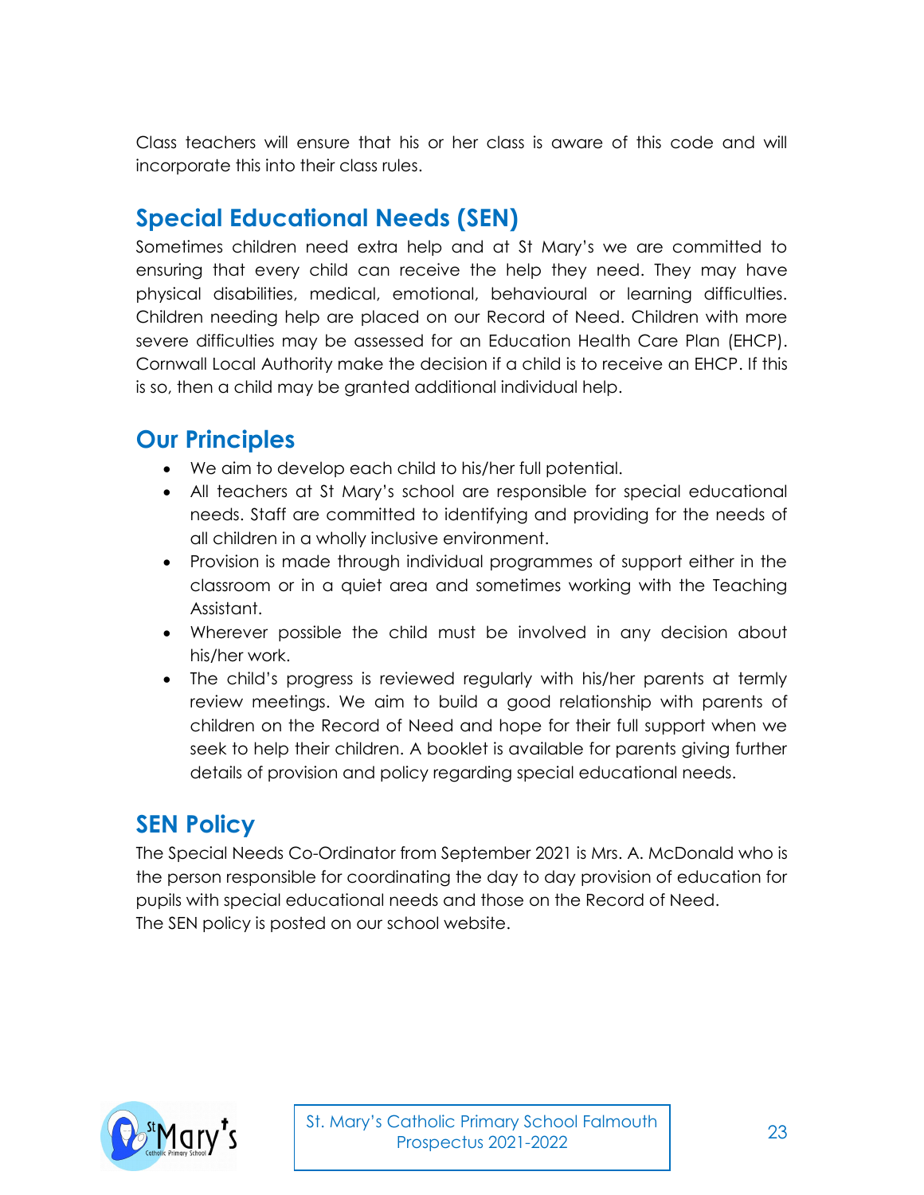Class teachers will ensure that his or her class is aware of this code and will incorporate this into their class rules.

## Special Educational Needs (SEN)

Sometimes children need extra help and at St Mary's we are committed to ensuring that every child can receive the help they need. They may have physical disabilities, medical, emotional, behavioural or learning difficulties. Children needing help are placed on our Record of Need. Children with more severe difficulties may be assessed for an Education Health Care Plan (EHCP). Cornwall Local Authority make the decision if a child is to receive an EHCP. If this is so, then a child may be granted additional individual help.

## Our Principles

- We aim to develop each child to his/her full potential.
- All teachers at St Mary's school are responsible for special educational needs. Staff are committed to identifying and providing for the needs of all children in a wholly inclusive environment.
- Provision is made through individual programmes of support either in the classroom or in a quiet area and sometimes working with the Teaching Assistant.
- Wherever possible the child must be involved in any decision about his/her work.
- The child's progress is reviewed regularly with his/her parents at termly review meetings. We aim to build a good relationship with parents of children on the Record of Need and hope for their full support when we seek to help their children. A booklet is available for parents giving further details of provision and policy regarding special educational needs.

## SEN Policy

The Special Needs Co-Ordinator from September 2021 is Mrs. A. McDonald who is the person responsible for coordinating the day to day provision of education for pupils with special educational needs and those on the Record of Need.
The SEN policy is posted on our school website.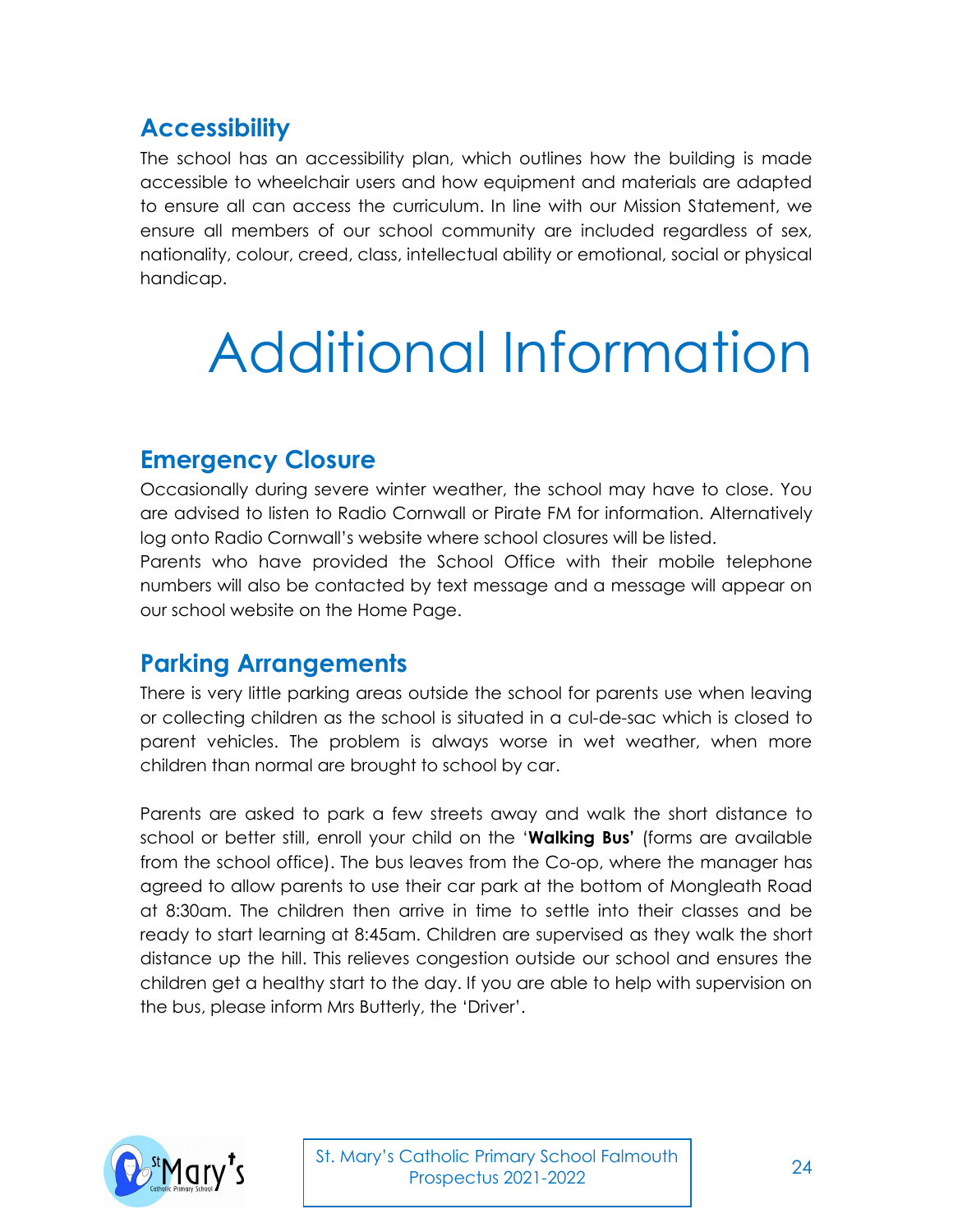## Accessibility

The school has an accessibility plan, which outlines how the building is made accessible to wheelchair users and how equipment and materials are adapted to ensure all can access the curriculum. In line with our Mission Statement, we ensure all members of our school community are included regardless of sex, nationality, colour, creed, class, intellectual ability or emotional, social or physical handicap.

# Additional Information

## Emergency Closure

Occasionally during severe winter weather, the school may have to close. You are advised to listen to Radio Cornwall or Pirate FM for information. Alternatively log onto Radio Cornwall's website where school closures will be listed.
Parents who have provided the School Office with their mobile telephone numbers will also be contacted by text message and a message will appear on our school website on the Home Page.

## Parking Arrangements

There is very little parking areas outside the school for parents use when leaving or collecting children as the school is situated in a cul-de-sac which is closed to parent vehicles. The problem is always worse in wet weather, when more children than normal are brought to school by car.

Parents are asked to park a few streets away and walk the short distance to school or better still, enroll your child on the '**Walking Bus'** (forms are available from the school office). The bus leaves from the Co-op, where the manager has agreed to allow parents to use their car park at the bottom of Mongleath Road at 8:30am. The children then arrive in time to settle into their classes and be ready to start learning at 8:45am. Children are supervised as they walk the short distance up the hill. This relieves congestion outside our school and ensures the children get a healthy start to the day. If you are able to help with supervision on the bus, please inform Mrs Butterly, the 'Driver'.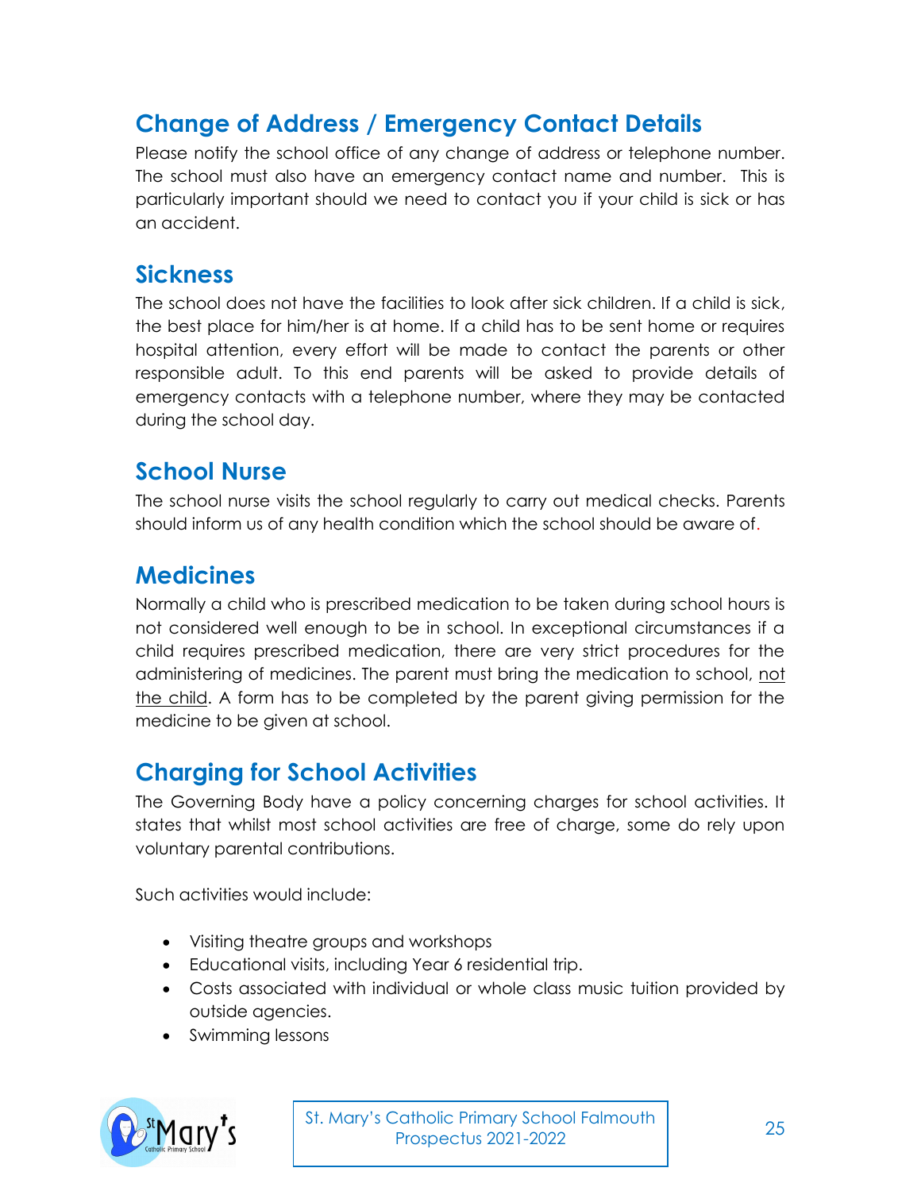## Change of Address / Emergency Contact Details

Please notify the school office of any change of address or telephone number. The school must also have an emergency contact name and number. This is particularly important should we need to contact you if your child is sick or has an accident.

## Sickness

The school does not have the facilities to look after sick children. If a child is sick, the best place for him/her is at home. If a child has to be sent home or requires hospital attention, every effort will be made to contact the parents or other responsible adult. To this end parents will be asked to provide details of emergency contacts with a telephone number, where they may be contacted during the school day.

## School Nurse

The school nurse visits the school regularly to carry out medical checks. Parents should inform us of any health condition which the school should be aware of.

## Medicines

Normally a child who is prescribed medication to be taken during school hours is not considered well enough to be in school. In exceptional circumstances if a child requires prescribed medication, there are very strict procedures for the administering of medicines. The parent must bring the medication to school, <u>not the child</u>. A form has to be completed by the parent giving permission for the medicine to be given at school.

## Charging for School Activities

The Governing Body have a policy concerning charges for school activities. It states that whilst most school activities are free of charge, some do rely upon voluntary parental contributions.

Such activities would include:

- Visiting theatre groups and workshops
- Educational visits, including Year 6 residential trip.
- Costs associated with individual or whole class music tuition provided by outside agencies.
- Swimming lessons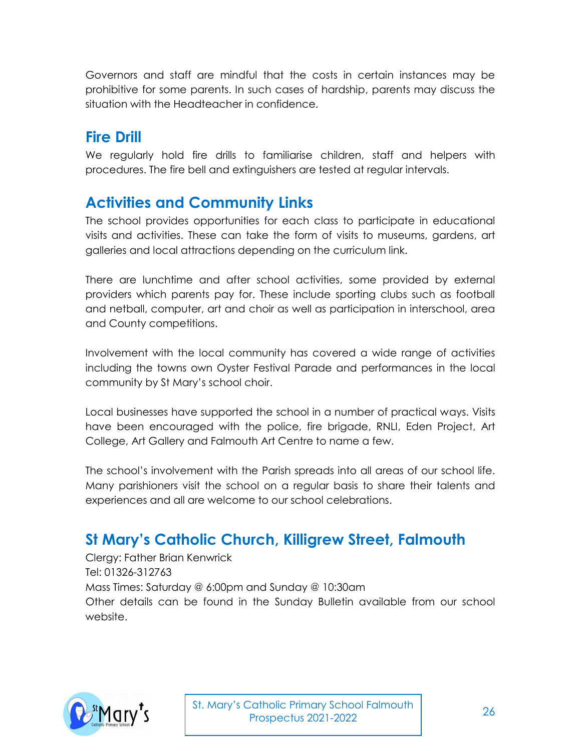Governors and staff are mindful that the costs in certain instances may be prohibitive for some parents. In such cases of hardship, parents may discuss the situation with the Headteacher in confidence.

## Fire Drill

We regularly hold fire drills to familiarise children, staff and helpers with procedures. The fire bell and extinguishers are tested at regular intervals.

## Activities and Community Links

The school provides opportunities for each class to participate in educational visits and activities. These can take the form of visits to museums, gardens, art galleries and local attractions depending on the curriculum link.

There are lunchtime and after school activities, some provided by external providers which parents pay for. These include sporting clubs such as football and netball, computer, art and choir as well as participation in interschool, area and County competitions.

Involvement with the local community has covered a wide range of activities including the towns own Oyster Festival Parade and performances in the local community by St Mary's school choir.

Local businesses have supported the school in a number of practical ways. Visits have been encouraged with the police, fire brigade, RNLI, Eden Project, Art College, Art Gallery and Falmouth Art Centre to name a few.

The school's involvement with the Parish spreads into all areas of our school life. Many parishioners visit the school on a regular basis to share their talents and experiences and all are welcome to our school celebrations.

## St Mary's Catholic Church, Killigrew Street, Falmouth

Clergy: Father Brian Kenwrick
Tel: 01326-312763
Mass Times: Saturday @ 6:00pm and Sunday @ 10:30am
Other details can be found in the Sunday Bulletin available from our school website.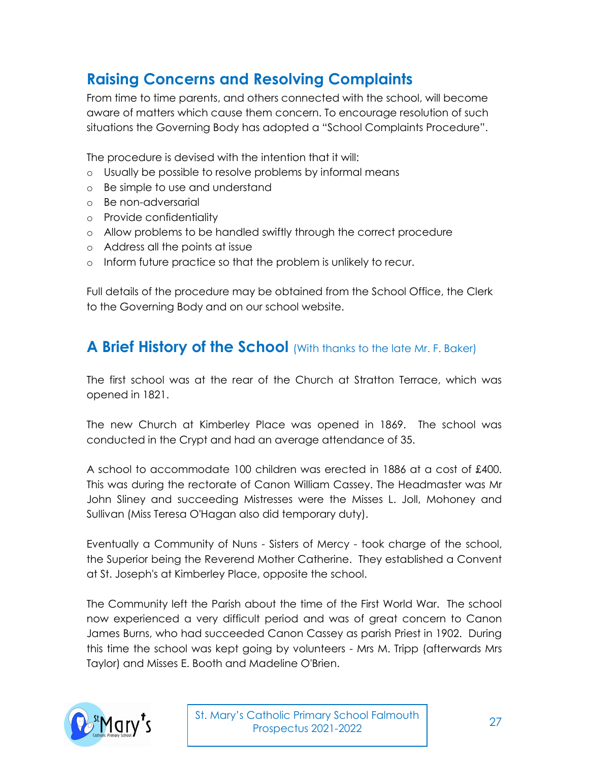## Raising Concerns and Resolving Complaints

From time to time parents, and others connected with the school, will become aware of matters which cause them concern. To encourage resolution of such situations the Governing Body has adopted a "School Complaints Procedure".

The procedure is devised with the intention that it will:

- Usually be possible to resolve problems by informal means
- Be simple to use and understand
- Be non-adversarial
- Provide confidentiality
- Allow problems to be handled swiftly through the correct procedure
- Address all the points at issue
- Inform future practice so that the problem is unlikely to recur.

Full details of the procedure may be obtained from the School Office, the Clerk to the Governing Body and on our school website.

## A Brief History of the School (With thanks to the late Mr. F. Baker)

The first school was at the rear of the Church at Stratton Terrace, which was opened in 1821.

The new Church at Kimberley Place was opened in 1869. The school was conducted in the Crypt and had an average attendance of 35.

A school to accommodate 100 children was erected in 1886 at a cost of £400. This was during the rectorate of Canon William Cassey. The Headmaster was Mr John Sliney and succeeding Mistresses were the Misses L. Joll, Mohoney and Sullivan (Miss Teresa O'Hagan also did temporary duty).

Eventually a Community of Nuns - Sisters of Mercy - took charge of the school, the Superior being the Reverend Mother Catherine. They established a Convent at St. Joseph's at Kimberley Place, opposite the school.

The Community left the Parish about the time of the First World War. The school now experienced a very difficult period and was of great concern to Canon James Burns, who had succeeded Canon Cassey as parish Priest in 1902. During this time the school was kept going by volunteers - Mrs M. Tripp (afterwards Mrs Taylor) and Misses E. Booth and Madeline O'Brien.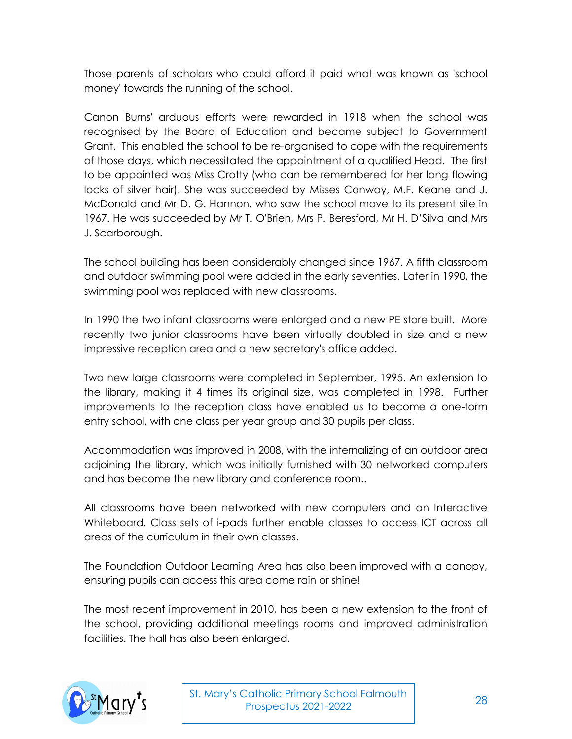Those parents of scholars who could afford it paid what was known as 'school money' towards the running of the school.

Canon Burns' arduous efforts were rewarded in 1918 when the school was recognised by the Board of Education and became subject to Government Grant. This enabled the school to be re-organised to cope with the requirements of those days, which necessitated the appointment of a qualified Head. The first to be appointed was Miss Crotty (who can be remembered for her long flowing locks of silver hair). She was succeeded by Misses Conway, M.F. Keane and J. McDonald and Mr D. G. Hannon, who saw the school move to its present site in 1967. He was succeeded by Mr T. O'Brien, Mrs P. Beresford, Mr H. D'Silva and Mrs J. Scarborough.

The school building has been considerably changed since 1967. A fifth classroom and outdoor swimming pool were added in the early seventies. Later in 1990, the swimming pool was replaced with new classrooms.

In 1990 the two infant classrooms were enlarged and a new PE store built. More recently two junior classrooms have been virtually doubled in size and a new impressive reception area and a new secretary's office added.

Two new large classrooms were completed in September, 1995. An extension to the library, making it 4 times its original size, was completed in 1998. Further improvements to the reception class have enabled us to become a one-form entry school, with one class per year group and 30 pupils per class.

Accommodation was improved in 2008, with the internalizing of an outdoor area adjoining the library, which was initially furnished with 30 networked computers and has become the new library and conference room..

All classrooms have been networked with new computers and an Interactive Whiteboard. Class sets of i-pads further enable classes to access ICT across all areas of the curriculum in their own classes.

The Foundation Outdoor Learning Area has also been improved with a canopy, ensuring pupils can access this area come rain or shine!

The most recent improvement in 2010, has been a new extension to the front of the school, providing additional meetings rooms and improved administration facilities. The hall has also been enlarged.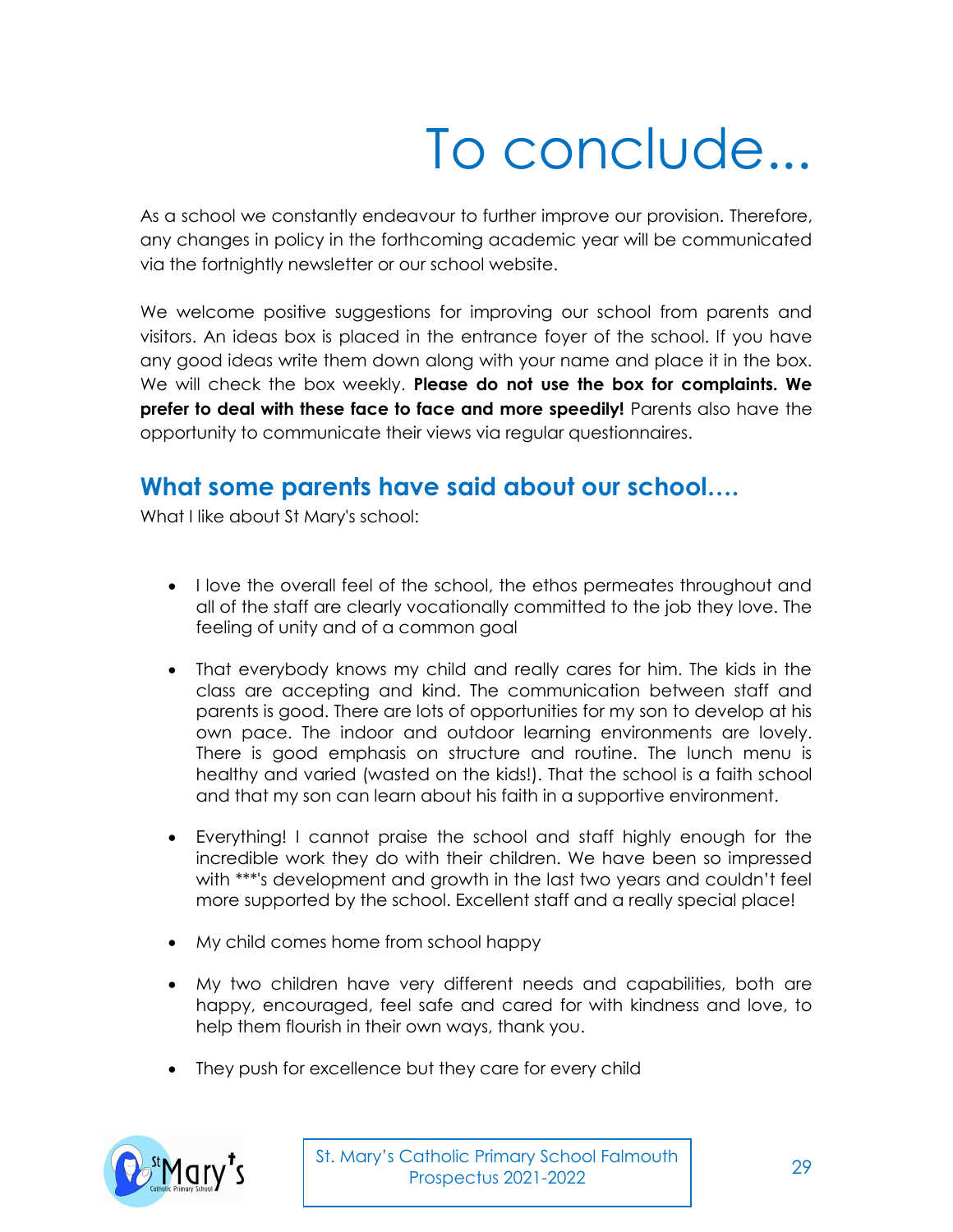# To conclude...

As a school we constantly endeavour to further improve our provision. Therefore, any changes in policy in the forthcoming academic year will be communicated via the fortnightly newsletter or our school website.

We welcome positive suggestions for improving our school from parents and visitors. An ideas box is placed in the entrance foyer of the school. If you have any good ideas write them down along with your name and place it in the box. We will check the box weekly. **Please do not use the box for complaints. We prefer to deal with these face to face and more speedily!** Parents also have the opportunity to communicate their views via regular questionnaires.

## What some parents have said about our school….

What I like about St Mary's school:

- I love the overall feel of the school, the ethos permeates throughout and all of the staff are clearly vocationally committed to the job they love. The feeling of unity and of a common goal
- That everybody knows my child and really cares for him. The kids in the class are accepting and kind. The communication between staff and parents is good. There are lots of opportunities for my son to develop at his own pace. The indoor and outdoor learning environments are lovely. There is good emphasis on structure and routine. The lunch menu is healthy and varied (wasted on the kids!). That the school is a faith school and that my son can learn about his faith in a supportive environment.
- Everything! I cannot praise the school and staff highly enough for the incredible work they do with their children. We have been so impressed with ***'s development and growth in the last two years and couldn't feel more supported by the school. Excellent staff and a really special place!
- My child comes home from school happy
- My two children have very different needs and capabilities, both are happy, encouraged, feel safe and cared for with kindness and love, to help them flourish in their own ways, thank you.
- They push for excellence but they care for every child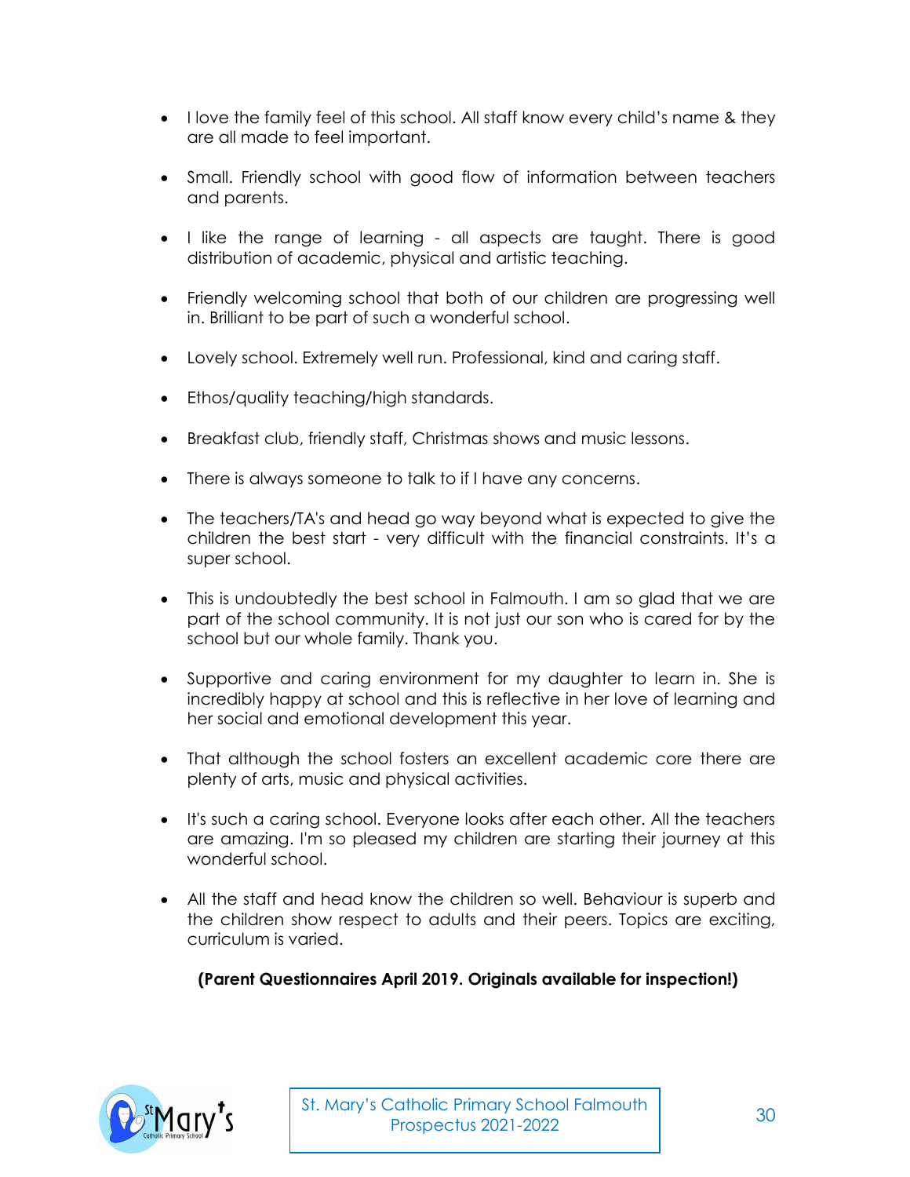- I love the family feel of this school. All staff know every child's name & they are all made to feel important.
- Small. Friendly school with good flow of information between teachers and parents.
- I like the range of learning - all aspects are taught. There is good distribution of academic, physical and artistic teaching.
- Friendly welcoming school that both of our children are progressing well in. Brilliant to be part of such a wonderful school.
- Lovely school. Extremely well run. Professional, kind and caring staff.
- Ethos/quality teaching/high standards.
- Breakfast club, friendly staff, Christmas shows and music lessons.
- There is always someone to talk to if I have any concerns.
- The teachers/TA's and head go way beyond what is expected to give the children the best start - very difficult with the financial constraints. It's a super school.
- This is undoubtedly the best school in Falmouth. I am so glad that we are part of the school community. It is not just our son who is cared for by the school but our whole family. Thank you.
- Supportive and caring environment for my daughter to learn in. She is incredibly happy at school and this is reflective in her love of learning and her social and emotional development this year.
- That although the school fosters an excellent academic core there are plenty of arts, music and physical activities.
- It's such a caring school. Everyone looks after each other. All the teachers are amazing. I'm so pleased my children are starting their journey at this wonderful school.
- All the staff and head know the children so well. Behaviour is superb and the children show respect to adults and their peers. Topics are exciting, curriculum is varied.

**(Parent Questionnaires April 2019. Originals available for inspection!)**